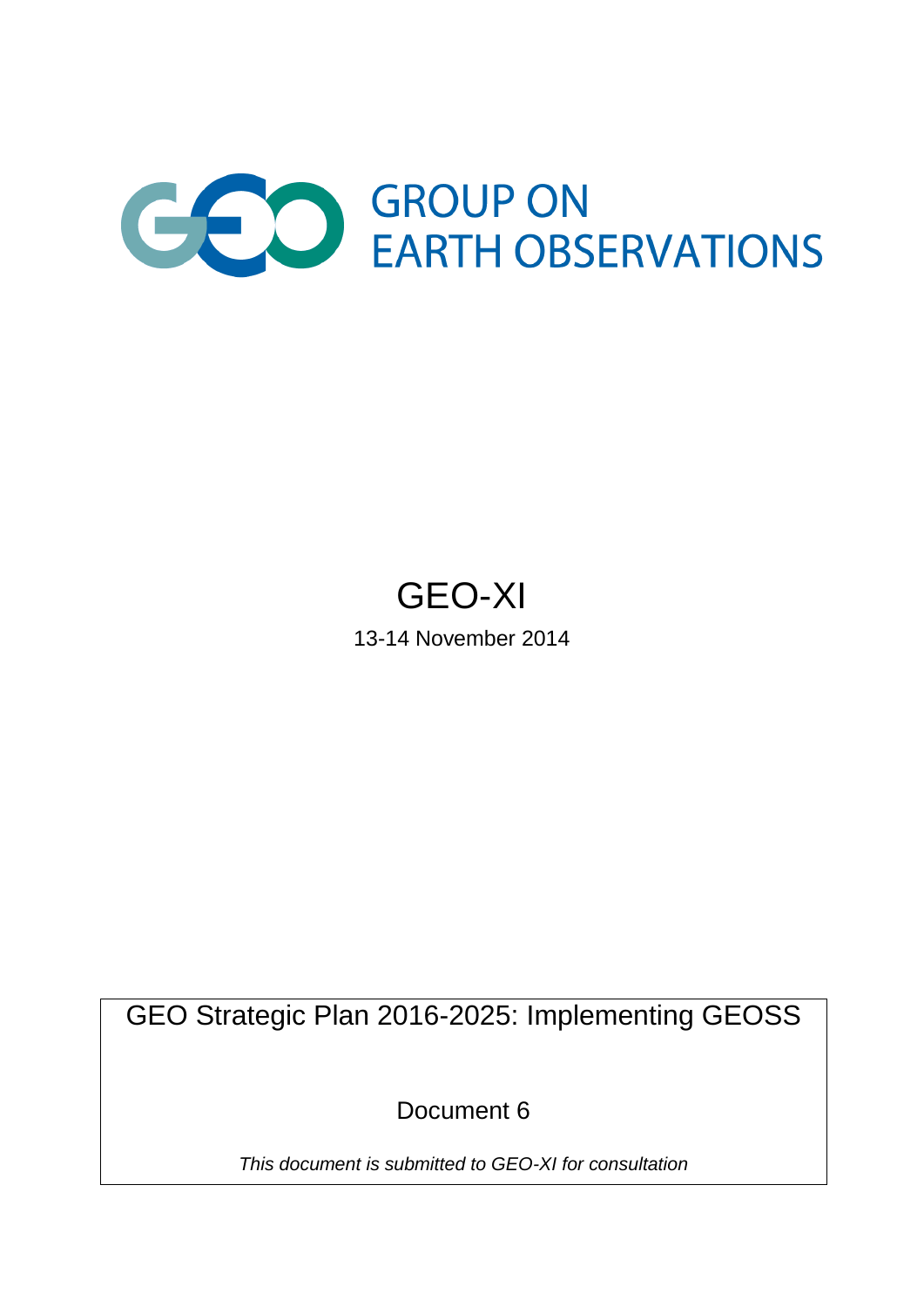# GROUP ON EARTH OBSERVATIONS

## GEO-XI

13-14 November 2014

GEO Strategic Plan 2016-2025: Implementing GEOSS

Document 6

*This document is submitted to GEO-XI for consultation*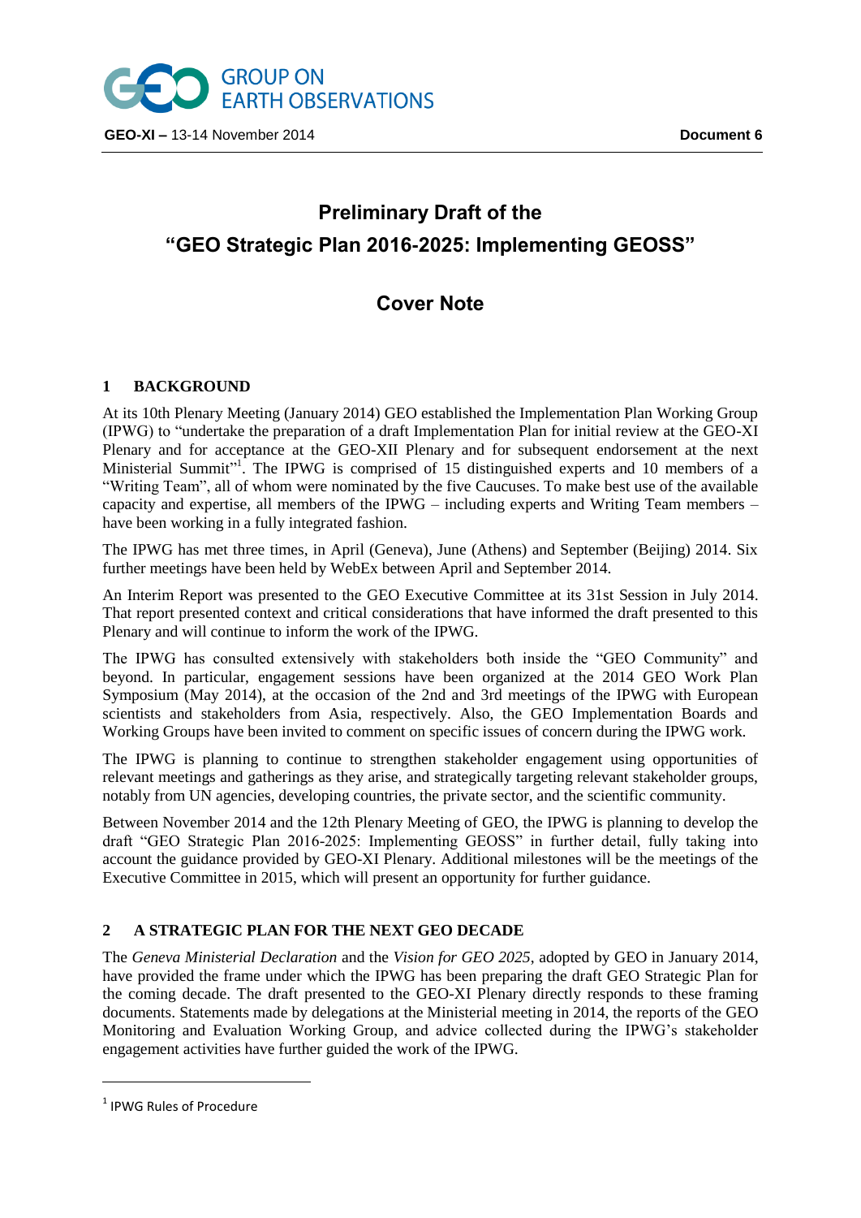GROUP ON EARTH OBSERVATIONS

GEO-XI – 13-14 November 2014 **Document 6**

# Preliminary Draft of the "GEO Strategic Plan 2016-2025: Implementing GEOSS"

## Cover Note

### 1 BACKGROUND

At its 10th Plenary Meeting (January 2014) GEO established the Implementation Plan Working Group (IPWG) to "undertake the preparation of a draft Implementation Plan for initial review at the GEO-XI Plenary and for acceptance at the GEO-XII Plenary and for subsequent endorsement at the next Ministerial Summit"[1]. The IPWG is comprised of 15 distinguished experts and 10 members of a "Writing Team", all of whom were nominated by the five Caucuses. To make best use of the available capacity and expertise, all members of the IPWG – including experts and Writing Team members – have been working in a fully integrated fashion.

The IPWG has met three times, in April (Geneva), June (Athens) and September (Beijing) 2014. Six further meetings have been held by WebEx between April and September 2014.

An Interim Report was presented to the GEO Executive Committee at its 31st Session in July 2014. That report presented context and critical considerations that have informed the draft presented to this Plenary and will continue to inform the work of the IPWG.

The IPWG has consulted extensively with stakeholders both inside the "GEO Community" and beyond. In particular, engagement sessions have been organized at the 2014 GEO Work Plan Symposium (May 2014), at the occasion of the 2nd and 3rd meetings of the IPWG with European scientists and stakeholders from Asia, respectively. Also, the GEO Implementation Boards and Working Groups have been invited to comment on specific issues of concern during the IPWG work.

The IPWG is planning to continue to strengthen stakeholder engagement using opportunities of relevant meetings and gatherings as they arise, and strategically targeting relevant stakeholder groups, notably from UN agencies, developing countries, the private sector, and the scientific community.

Between November 2014 and the 12th Plenary Meeting of GEO, the IPWG is planning to develop the draft "GEO Strategic Plan 2016-2025: Implementing GEOSS" in further detail, fully taking into account the guidance provided by GEO-XI Plenary. Additional milestones will be the meetings of the Executive Committee in 2015, which will present an opportunity for further guidance.

### 2 A STRATEGIC PLAN FOR THE NEXT GEO DECADE

The *Geneva Ministerial Declaration* and the *Vision for GEO 2025*, adopted by GEO in January 2014, have provided the frame under which the IPWG has been preparing the draft GEO Strategic Plan for the coming decade. The draft presented to the GEO-XI Plenary directly responds to these framing documents. Statements made by delegations at the Ministerial meeting in 2014, the reports of the GEO Monitoring and Evaluation Working Group, and advice collected during the IPWG's stakeholder engagement activities have further guided the work of the IPWG.

[1] IPWG Rules of Procedure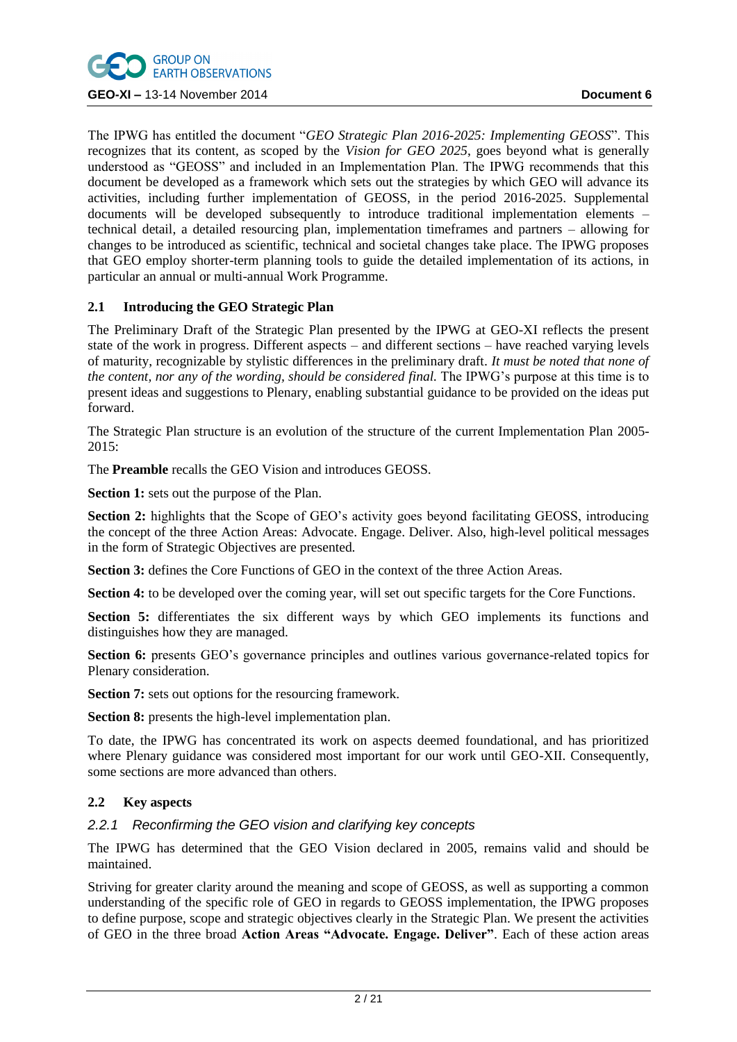The IPWG has entitled the document "*GEO Strategic Plan 2016-2025: Implementing GEOSS*". This recognizes that its content, as scoped by the *Vision for GEO 2025*, goes beyond what is generally understood as "GEOSS" and included in an Implementation Plan. The IPWG recommends that this document be developed as a framework which sets out the strategies by which GEO will advance its activities, including further implementation of GEOSS, in the period 2016-2025. Supplemental documents will be developed subsequently to introduce traditional implementation elements – technical detail, a detailed resourcing plan, implementation timeframes and partners – allowing for changes to be introduced as scientific, technical and societal changes take place. The IPWG proposes that GEO employ shorter-term planning tools to guide the detailed implementation of its actions, in particular an annual or multi-annual Work Programme.

## 2.1 Introducing the GEO Strategic Plan

The Preliminary Draft of the Strategic Plan presented by the IPWG at GEO-XI reflects the present state of the work in progress. Different aspects – and different sections – have reached varying levels of maturity, recognizable by stylistic differences in the preliminary draft. *It must be noted that none of the content, nor any of the wording, should be considered final.* The IPWG's purpose at this time is to present ideas and suggestions to Plenary, enabling substantial guidance to be provided on the ideas put forward.

The Strategic Plan structure is an evolution of the structure of the current Implementation Plan 2005-2015:

The **Preamble** recalls the GEO Vision and introduces GEOSS.

**Section 1:** sets out the purpose of the Plan.

**Section 2:** highlights that the Scope of GEO's activity goes beyond facilitating GEOSS, introducing the concept of the three Action Areas: Advocate. Engage. Deliver. Also, high-level political messages in the form of Strategic Objectives are presented.

**Section 3:** defines the Core Functions of GEO in the context of the three Action Areas.

**Section 4:** to be developed over the coming year, will set out specific targets for the Core Functions.

**Section 5:** differentiates the six different ways by which GEO implements its functions and distinguishes how they are managed.

**Section 6:** presents GEO's governance principles and outlines various governance-related topics for Plenary consideration.

**Section 7:** sets out options for the resourcing framework.

**Section 8:** presents the high-level implementation plan.

To date, the IPWG has concentrated its work on aspects deemed foundational, and has prioritized where Plenary guidance was considered most important for our work until GEO-XII. Consequently, some sections are more advanced than others.

## 2.2 Key aspects

### *2.2.1 Reconfirming the GEO vision and clarifying key concepts*

The IPWG has determined that the GEO Vision declared in 2005, remains valid and should be maintained.

Striving for greater clarity around the meaning and scope of GEOSS, as well as supporting a common understanding of the specific role of GEO in regards to GEOSS implementation, the IPWG proposes to define purpose, scope and strategic objectives clearly in the Strategic Plan. We present the activities of GEO in the three broad **Action Areas "Advocate. Engage. Deliver"**. Each of these action areas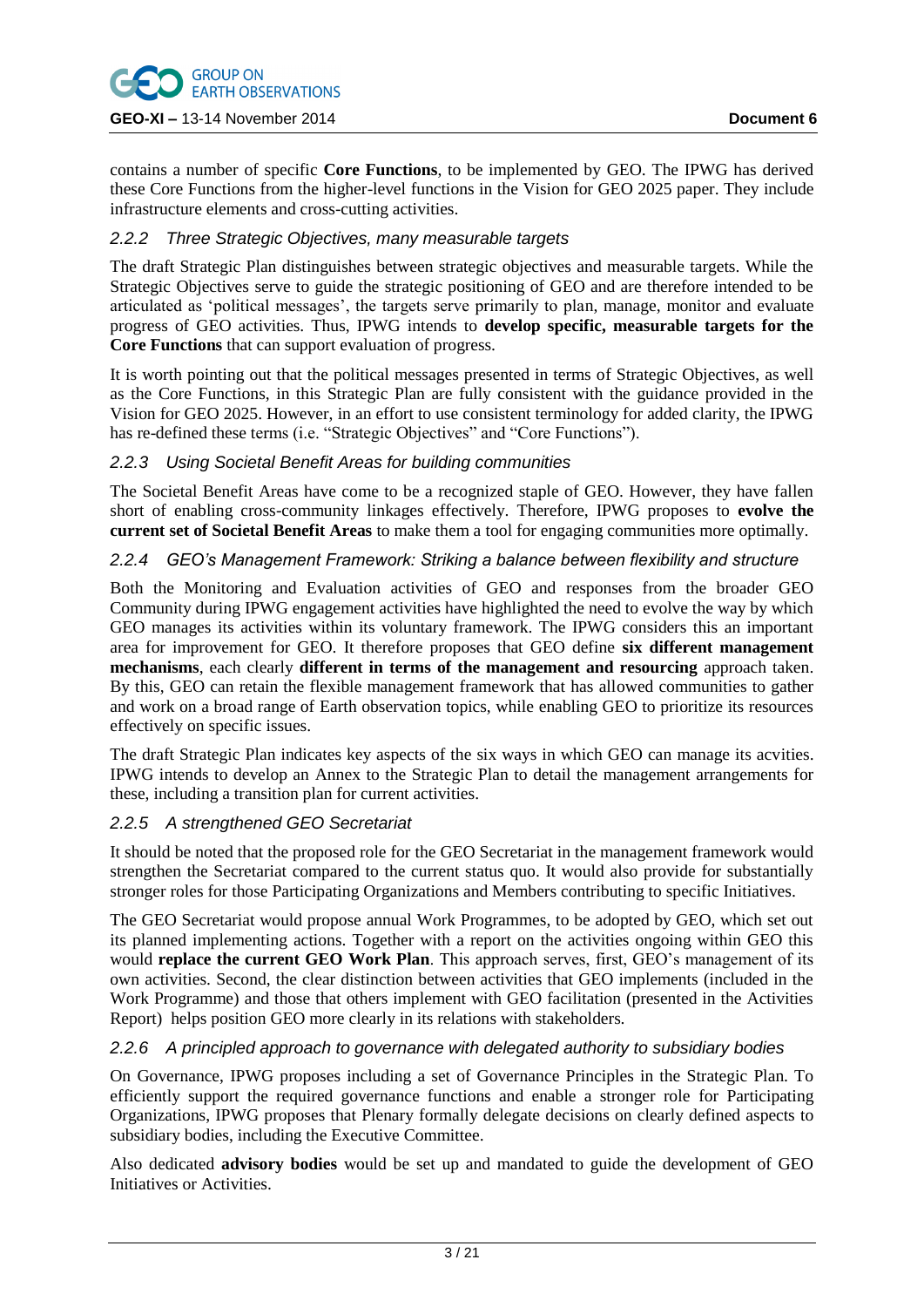contains a number of specific **Core Functions**, to be implemented by GEO. The IPWG has derived these Core Functions from the higher-level functions in the Vision for GEO 2025 paper. They include infrastructure elements and cross-cutting activities.

### *2.2.2 Three Strategic Objectives, many measurable targets*

The draft Strategic Plan distinguishes between strategic objectives and measurable targets. While the Strategic Objectives serve to guide the strategic positioning of GEO and are therefore intended to be articulated as 'political messages', the targets serve primarily to plan, manage, monitor and evaluate progress of GEO activities. Thus, IPWG intends to **develop specific, measurable targets for the Core Functions** that can support evaluation of progress.

It is worth pointing out that the political messages presented in terms of Strategic Objectives, as well as the Core Functions, in this Strategic Plan are fully consistent with the guidance provided in the Vision for GEO 2025. However, in an effort to use consistent terminology for added clarity, the IPWG has re-defined these terms (i.e. "Strategic Objectives" and "Core Functions").

### *2.2.3 Using Societal Benefit Areas for building communities*

The Societal Benefit Areas have come to be a recognized staple of GEO. However, they have fallen short of enabling cross-community linkages effectively. Therefore, IPWG proposes to **evolve the current set of Societal Benefit Areas** to make them a tool for engaging communities more optimally.

### *2.2.4 GEO's Management Framework: Striking a balance between flexibility and structure*

Both the Monitoring and Evaluation activities of GEO and responses from the broader GEO Community during IPWG engagement activities have highlighted the need to evolve the way by which GEO manages its activities within its voluntary framework. The IPWG considers this an important area for improvement for GEO. It therefore proposes that GEO define **six different management mechanisms**, each clearly **different in terms of the management and resourcing** approach taken. By this, GEO can retain the flexible management framework that has allowed communities to gather and work on a broad range of Earth observation topics, while enabling GEO to prioritize its resources effectively on specific issues.

The draft Strategic Plan indicates key aspects of the six ways in which GEO can manage its acvities. IPWG intends to develop an Annex to the Strategic Plan to detail the management arrangements for these, including a transition plan for current activities.

### *2.2.5 A strengthened GEO Secretariat*

It should be noted that the proposed role for the GEO Secretariat in the management framework would strengthen the Secretariat compared to the current status quo. It would also provide for substantially stronger roles for those Participating Organizations and Members contributing to specific Initiatives.

The GEO Secretariat would propose annual Work Programmes, to be adopted by GEO, which set out its planned implementing actions. Together with a report on the activities ongoing within GEO this would **replace the current GEO Work Plan**. This approach serves, first, GEO's management of its own activities. Second, the clear distinction between activities that GEO implements (included in the Work Programme) and those that others implement with GEO facilitation (presented in the Activities Report) helps position GEO more clearly in its relations with stakeholders.

### *2.2.6 A principled approach to governance with delegated authority to subsidiary bodies*

On Governance, IPWG proposes including a set of Governance Principles in the Strategic Plan. To efficiently support the required governance functions and enable a stronger role for Participating Organizations, IPWG proposes that Plenary formally delegate decisions on clearly defined aspects to subsidiary bodies, including the Executive Committee.

Also dedicated **advisory bodies** would be set up and mandated to guide the development of GEO Initiatives or Activities.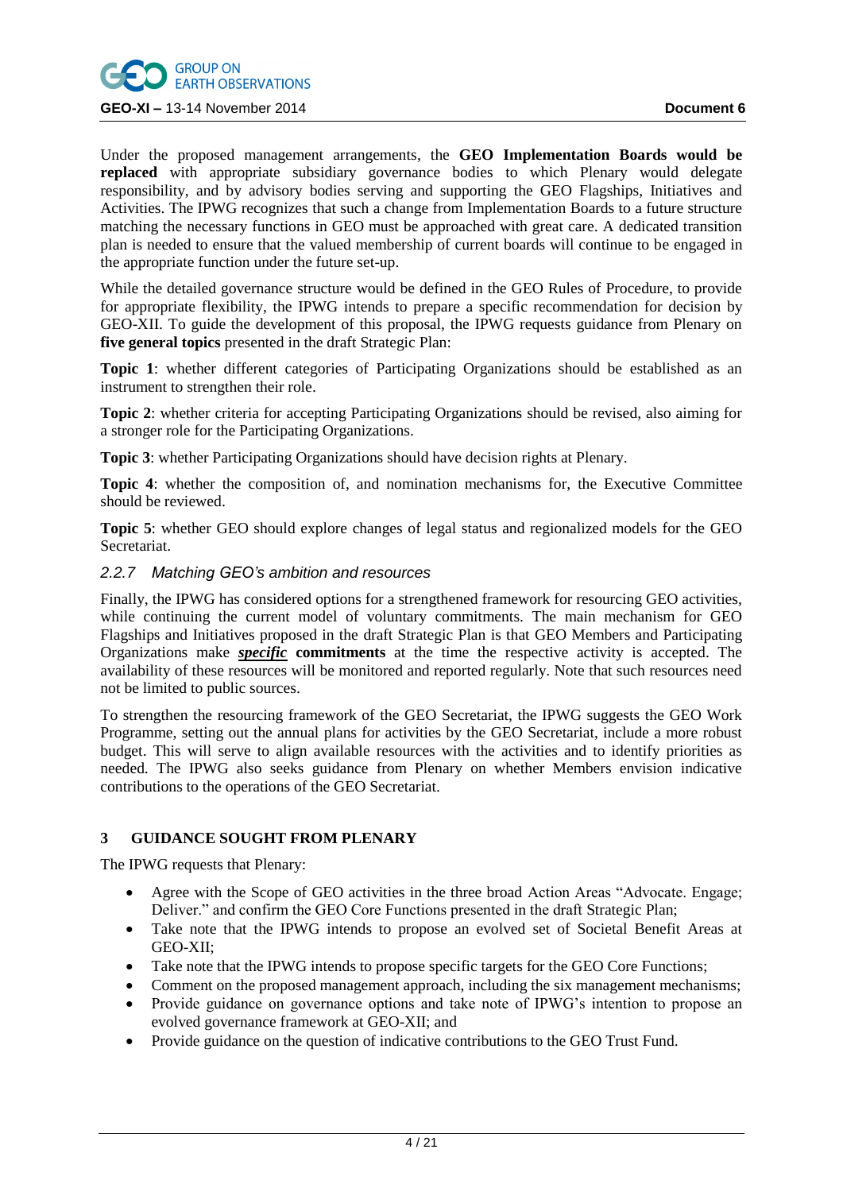Under the proposed management arrangements, the **GEO Implementation Boards would be replaced** with appropriate subsidiary governance bodies to which Plenary would delegate responsibility, and by advisory bodies serving and supporting the GEO Flagships, Initiatives and Activities. The IPWG recognizes that such a change from Implementation Boards to a future structure matching the necessary functions in GEO must be approached with great care. A dedicated transition plan is needed to ensure that the valued membership of current boards will continue to be engaged in the appropriate function under the future set-up.

While the detailed governance structure would be defined in the GEO Rules of Procedure, to provide for appropriate flexibility, the IPWG intends to prepare a specific recommendation for decision by GEO-XII. To guide the development of this proposal, the IPWG requests guidance from Plenary on **five general topics** presented in the draft Strategic Plan:

**Topic 1**: whether different categories of Participating Organizations should be established as an instrument to strengthen their role.

**Topic 2**: whether criteria for accepting Participating Organizations should be revised, also aiming for a stronger role for the Participating Organizations.

**Topic 3**: whether Participating Organizations should have decision rights at Plenary.

**Topic 4**: whether the composition of, and nomination mechanisms for, the Executive Committee should be reviewed.

**Topic 5**: whether GEO should explore changes of legal status and regionalized models for the GEO Secretariat.

### *2.2.7 Matching GEO's ambition and resources*

Finally, the IPWG has considered options for a strengthened framework for resourcing GEO activities, while continuing the current model of voluntary commitments. The main mechanism for GEO Flagships and Initiatives proposed in the draft Strategic Plan is that GEO Members and Participating Organizations make ***specific*** **commitments** at the time the respective activity is accepted. The availability of these resources will be monitored and reported regularly. Note that such resources need not be limited to public sources.

To strengthen the resourcing framework of the GEO Secretariat, the IPWG suggests the GEO Work Programme, setting out the annual plans for activities by the GEO Secretariat, include a more robust budget. This will serve to align available resources with the activities and to identify priorities as needed. The IPWG also seeks guidance from Plenary on whether Members envision indicative contributions to the operations of the GEO Secretariat.

## 3 GUIDANCE SOUGHT FROM PLENARY

The IPWG requests that Plenary:

- Agree with the Scope of GEO activities in the three broad Action Areas "Advocate. Engage; Deliver." and confirm the GEO Core Functions presented in the draft Strategic Plan;
- Take note that the IPWG intends to propose an evolved set of Societal Benefit Areas at GEO-XII;
- Take note that the IPWG intends to propose specific targets for the GEO Core Functions;
- Comment on the proposed management approach, including the six management mechanisms;
- Provide guidance on governance options and take note of IPWG's intention to propose an evolved governance framework at GEO-XII; and
- Provide guidance on the question of indicative contributions to the GEO Trust Fund.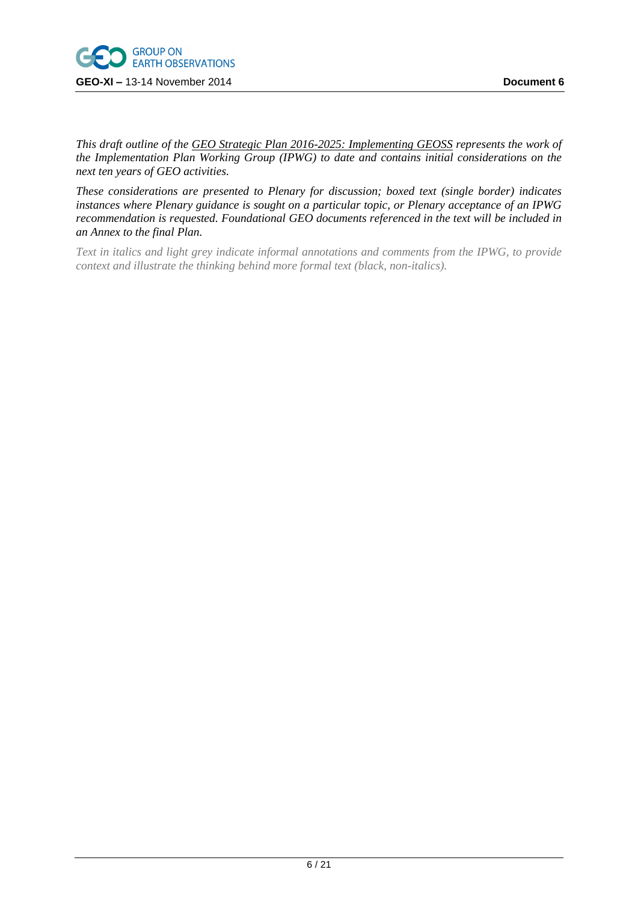*This draft outline of the GEO Strategic Plan 2016-2025: Implementing GEOSS represents the work of the Implementation Plan Working Group (IPWG) to date and contains initial considerations on the next ten years of GEO activities.*

*These considerations are presented to Plenary for discussion; boxed text (single border) indicates instances where Plenary guidance is sought on a particular topic, or Plenary acceptance of an IPWG recommendation is requested. Foundational GEO documents referenced in the text will be included in an Annex to the final Plan.*

*Text in italics and light grey indicate informal annotations and comments from the IPWG, to provide context and illustrate the thinking behind more formal text (black, non-italics).*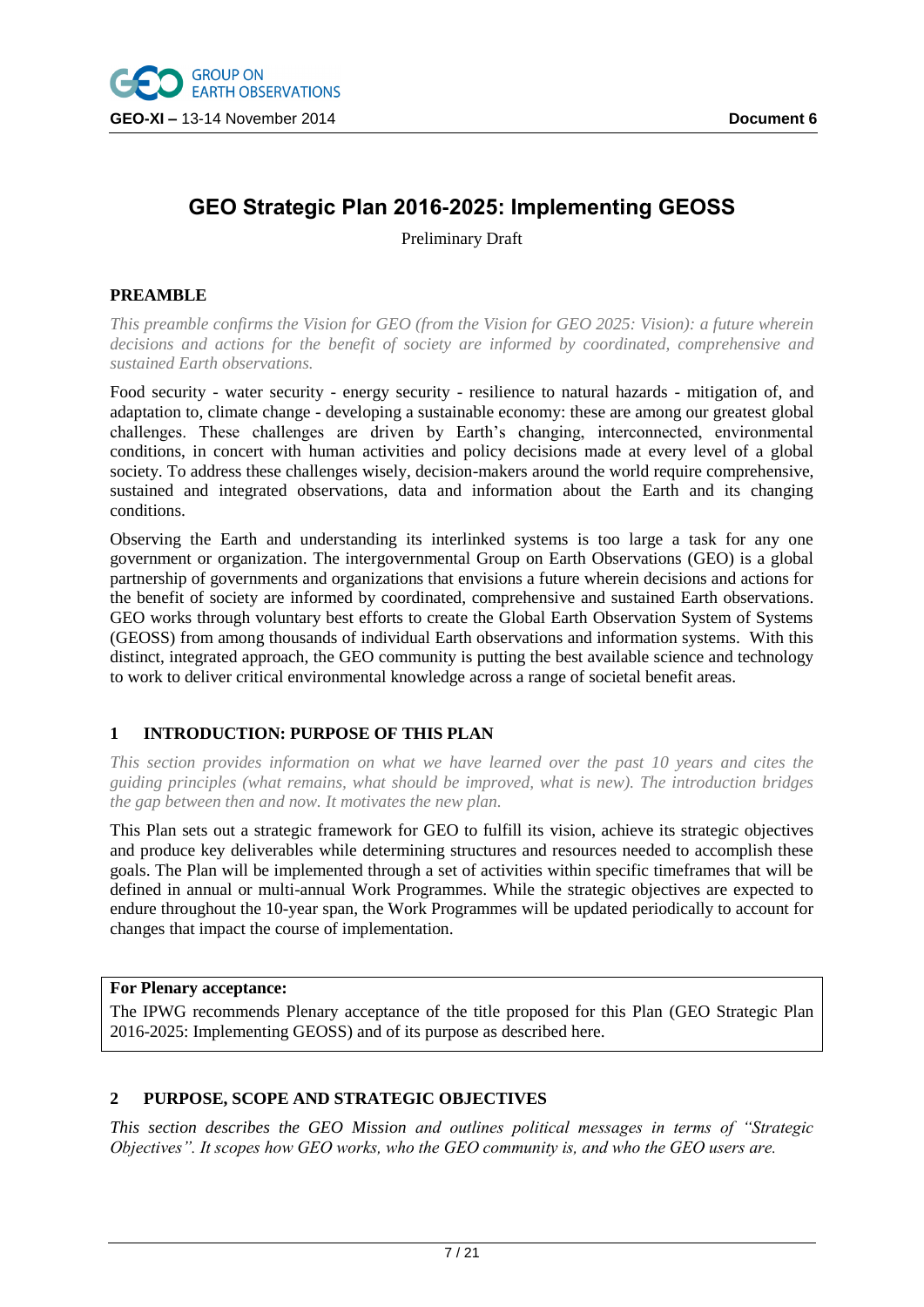# GEO Strategic Plan 2016-2025: Implementing GEOSS

Preliminary Draft

## PREAMBLE

*This preamble confirms the Vision for GEO (from the Vision for GEO 2025: Vision): a future wherein decisions and actions for the benefit of society are informed by coordinated, comprehensive and sustained Earth observations.*

Food security - water security - energy security - resilience to natural hazards - mitigation of, and adaptation to, climate change - developing a sustainable economy: these are among our greatest global challenges. These challenges are driven by Earth's changing, interconnected, environmental conditions, in concert with human activities and policy decisions made at every level of a global society. To address these challenges wisely, decision-makers around the world require comprehensive, sustained and integrated observations, data and information about the Earth and its changing conditions.

Observing the Earth and understanding its interlinked systems is too large a task for any one government or organization. The intergovernmental Group on Earth Observations (GEO) is a global partnership of governments and organizations that envisions a future wherein decisions and actions for the benefit of society are informed by coordinated, comprehensive and sustained Earth observations. GEO works through voluntary best efforts to create the Global Earth Observation System of Systems (GEOSS) from among thousands of individual Earth observations and information systems. With this distinct, integrated approach, the GEO community is putting the best available science and technology to work to deliver critical environmental knowledge across a range of societal benefit areas.

## 1 INTRODUCTION: PURPOSE OF THIS PLAN

*This section provides information on what we have learned over the past 10 years and cites the guiding principles (what remains, what should be improved, what is new). The introduction bridges the gap between then and now. It motivates the new plan.*

This Plan sets out a strategic framework for GEO to fulfill its vision, achieve its strategic objectives and produce key deliverables while determining structures and resources needed to accomplish these goals. The Plan will be implemented through a set of activities within specific timeframes that will be defined in annual or multi-annual Work Programmes. While the strategic objectives are expected to endure throughout the 10-year span, the Work Programmes will be updated periodically to account for changes that impact the course of implementation.

**For Plenary acceptance:**

The IPWG recommends Plenary acceptance of the title proposed for this Plan (GEO Strategic Plan 2016-2025: Implementing GEOSS) and of its purpose as described here.

## 2 PURPOSE, SCOPE AND STRATEGIC OBJECTIVES

*This section describes the GEO Mission and outlines political messages in terms of "Strategic Objectives". It scopes how GEO works, who the GEO community is, and who the GEO users are.*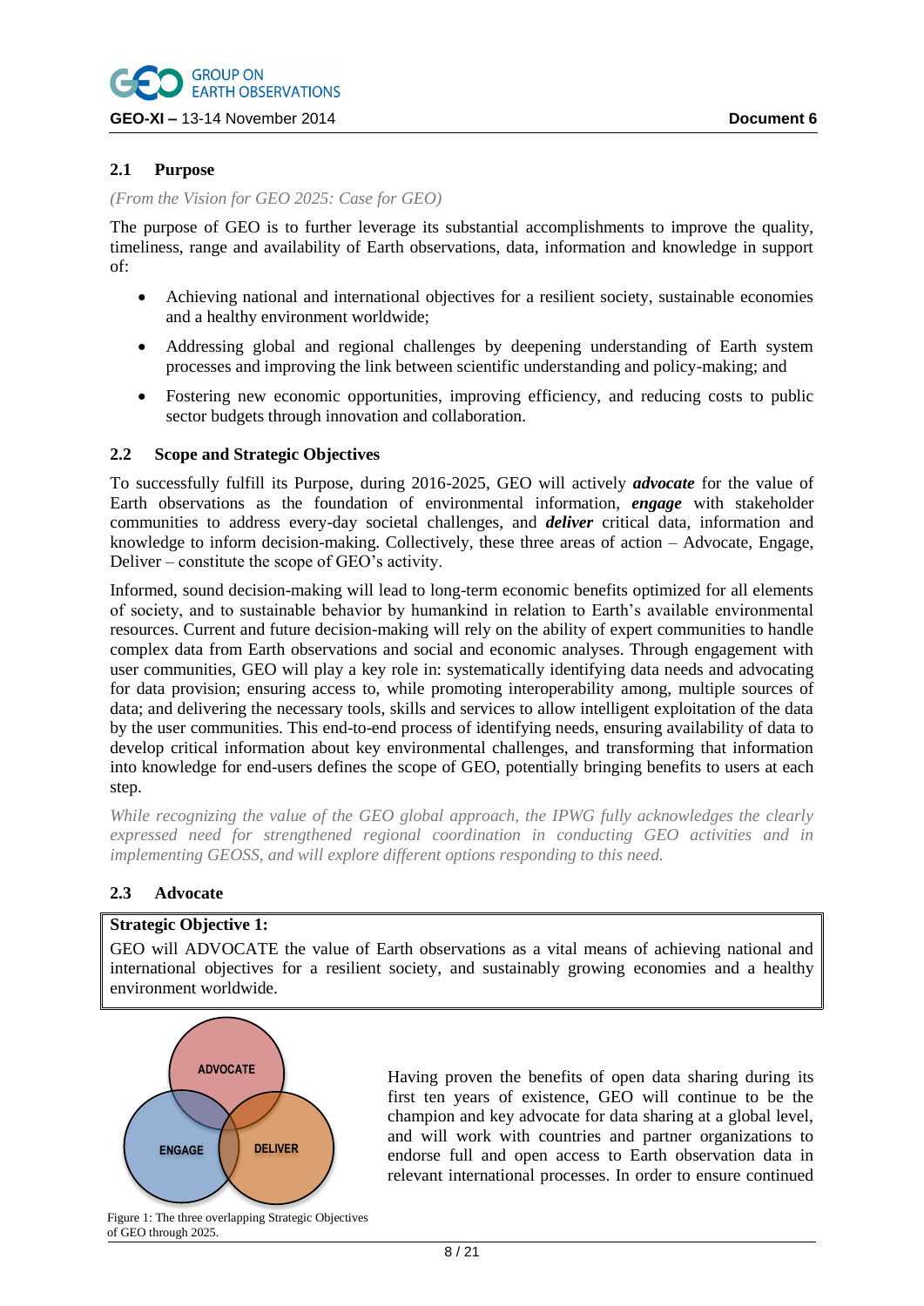## 2.1 Purpose

*(From the Vision for GEO 2025: Case for GEO)*

The purpose of GEO is to further leverage its substantial accomplishments to improve the quality, timeliness, range and availability of Earth observations, data, information and knowledge in support of:

- Achieving national and international objectives for a resilient society, sustainable economies and a healthy environment worldwide;
- Addressing global and regional challenges by deepening understanding of Earth system processes and improving the link between scientific understanding and policy-making; and
- Fostering new economic opportunities, improving efficiency, and reducing costs to public sector budgets through innovation and collaboration.

## 2.2 Scope and Strategic Objectives

To successfully fulfill its Purpose, during 2016-2025, GEO will actively ***advocate*** for the value of Earth observations as the foundation of environmental information, ***engage*** with stakeholder communities to address every-day societal challenges, and ***deliver*** critical data, information and knowledge to inform decision-making. Collectively, these three areas of action – Advocate, Engage, Deliver – constitute the scope of GEO's activity.

Informed, sound decision-making will lead to long-term economic benefits optimized for all elements of society, and to sustainable behavior by humankind in relation to Earth's available environmental resources. Current and future decision-making will rely on the ability of expert communities to handle complex data from Earth observations and social and economic analyses. Through engagement with user communities, GEO will play a key role in: systematically identifying data needs and advocating for data provision; ensuring access to, while promoting interoperability among, multiple sources of data; and delivering the necessary tools, skills and services to allow intelligent exploitation of the data by the user communities. This end-to-end process of identifying needs, ensuring availability of data to develop critical information about key environmental challenges, and transforming that information into knowledge for end-users defines the scope of GEO, potentially bringing benefits to users at each step.

*While recognizing the value of the GEO global approach, the IPWG fully acknowledges the clearly expressed need for strengthened regional coordination in conducting GEO activities and in implementing GEOSS, and will explore different options responding to this need.*

## 2.3 Advocate

**Strategic Objective 1:**
GEO will ADVOCATE the value of Earth observations as a vital means of achieving national and international objectives for a resilient society, and sustainably growing economies and a healthy environment worldwide.

ADVOCATE

ENGAGE

DELIVER

Figure 1: The three overlapping Strategic Objectives of GEO through 2025.

Having proven the benefits of open data sharing during its first ten years of existence, GEO will continue to be the champion and key advocate for data sharing at a global level, and will work with countries and partner organizations to endorse full and open access to Earth observation data in relevant international processes. In order to ensure continued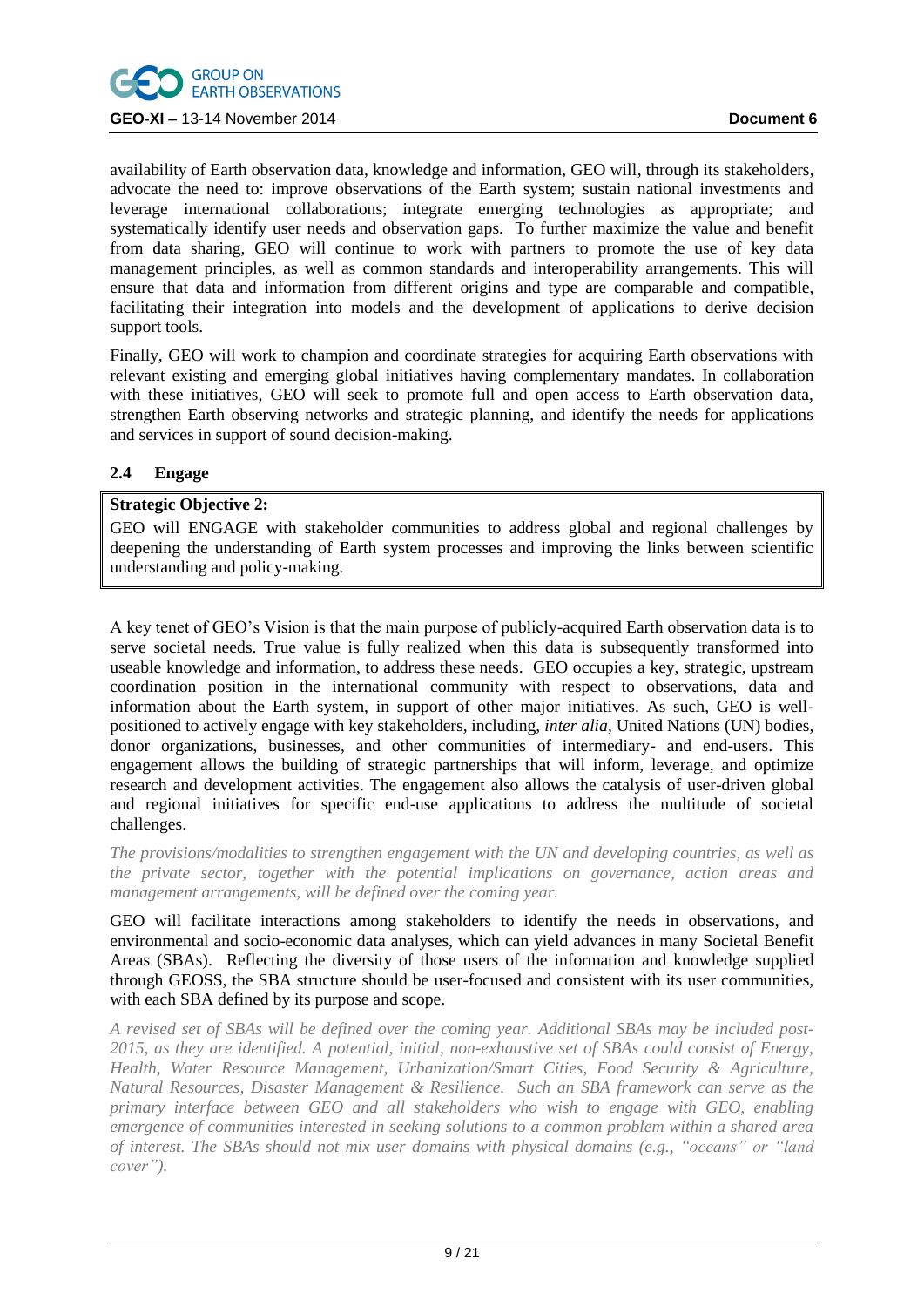availability of Earth observation data, knowledge and information, GEO will, through its stakeholders, advocate the need to: improve observations of the Earth system; sustain national investments and leverage international collaborations; integrate emerging technologies as appropriate; and systematically identify user needs and observation gaps. To further maximize the value and benefit from data sharing, GEO will continue to work with partners to promote the use of key data management principles, as well as common standards and interoperability arrangements. This will ensure that data and information from different origins and type are comparable and compatible, facilitating their integration into models and the development of applications to derive decision support tools.

Finally, GEO will work to champion and coordinate strategies for acquiring Earth observations with relevant existing and emerging global initiatives having complementary mandates. In collaboration with these initiatives, GEO will seek to promote full and open access to Earth observation data, strengthen Earth observing networks and strategic planning, and identify the needs for applications and services in support of sound decision-making.

### 2.4 Engage

**Strategic Objective 2:**

GEO will ENGAGE with stakeholder communities to address global and regional challenges by deepening the understanding of Earth system processes and improving the links between scientific understanding and policy-making.

A key tenet of GEO's Vision is that the main purpose of publicly-acquired Earth observation data is to serve societal needs. True value is fully realized when this data is subsequently transformed into useable knowledge and information, to address these needs. GEO occupies a key, strategic, upstream coordination position in the international community with respect to observations, data and information about the Earth system, in support of other major initiatives. As such, GEO is well-positioned to actively engage with key stakeholders, including, *inter alia*, United Nations (UN) bodies, donor organizations, businesses, and other communities of intermediary- and end-users. This engagement allows the building of strategic partnerships that will inform, leverage, and optimize research and development activities. The engagement also allows the catalysis of user-driven global and regional initiatives for specific end-use applications to address the multitude of societal challenges.

*The provisions/modalities to strengthen engagement with the UN and developing countries, as well as the private sector, together with the potential implications on governance, action areas and management arrangements, will be defined over the coming year.*

GEO will facilitate interactions among stakeholders to identify the needs in observations, and environmental and socio-economic data analyses, which can yield advances in many Societal Benefit Areas (SBAs). Reflecting the diversity of those users of the information and knowledge supplied through GEOSS, the SBA structure should be user-focused and consistent with its user communities, with each SBA defined by its purpose and scope.

*A revised set of SBAs will be defined over the coming year. Additional SBAs may be included post-2015, as they are identified. A potential, initial, non-exhaustive set of SBAs could consist of Energy, Health, Water Resource Management, Urbanization/Smart Cities, Food Security & Agriculture, Natural Resources, Disaster Management & Resilience. Such an SBA framework can serve as the primary interface between GEO and all stakeholders who wish to engage with GEO, enabling emergence of communities interested in seeking solutions to a common problem within a shared area of interest. The SBAs should not mix user domains with physical domains (e.g., "oceans" or "land cover").*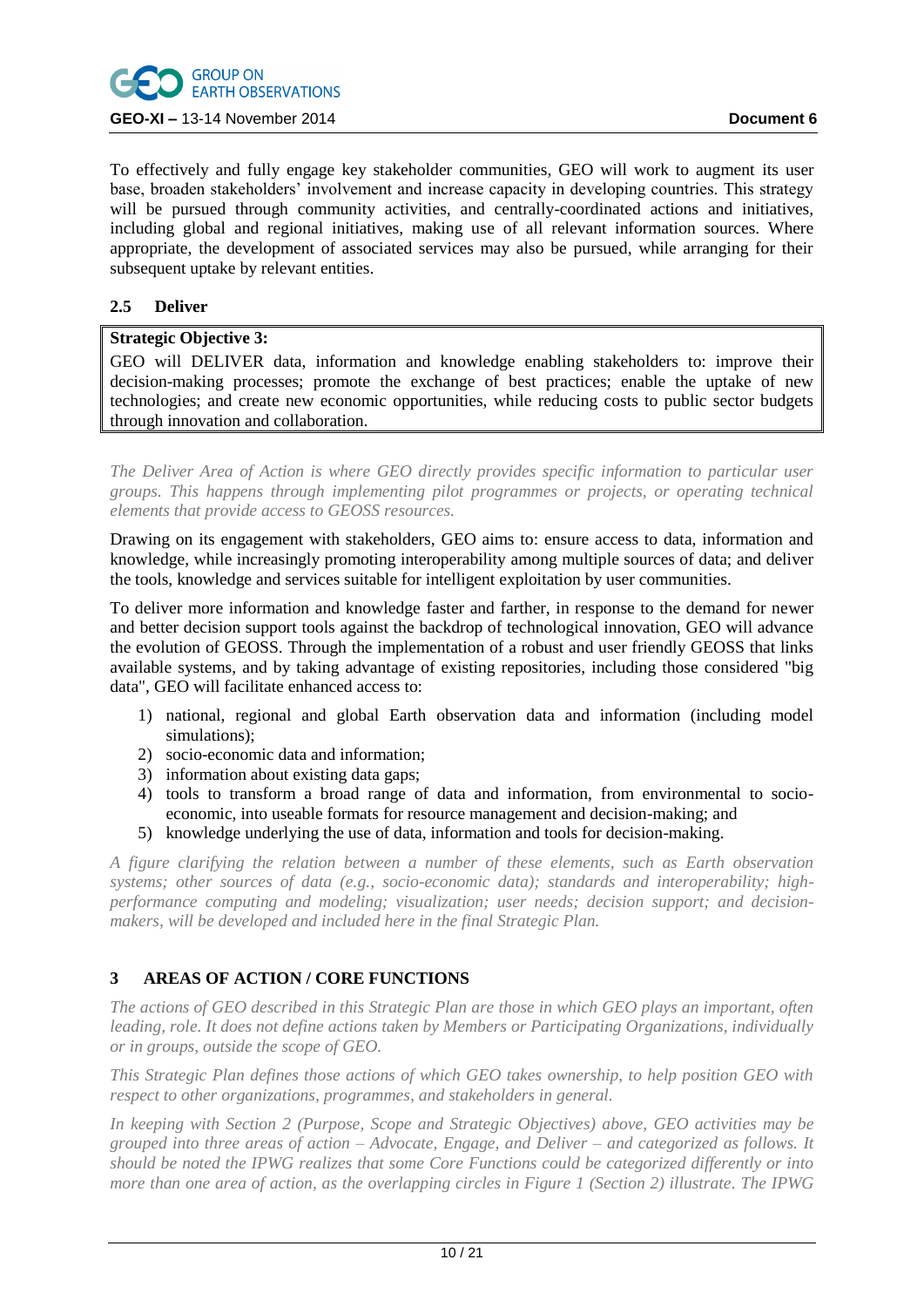To effectively and fully engage key stakeholder communities, GEO will work to augment its user base, broaden stakeholders' involvement and increase capacity in developing countries. This strategy will be pursued through community activities, and centrally-coordinated actions and initiatives, including global and regional initiatives, making use of all relevant information sources. Where appropriate, the development of associated services may also be pursued, while arranging for their subsequent uptake by relevant entities.

### 2.5 Deliver

**Strategic Objective 3:**
GEO will DELIVER data, information and knowledge enabling stakeholders to: improve their decision-making processes; promote the exchange of best practices; enable the uptake of new technologies; and create new economic opportunities, while reducing costs to public sector budgets through innovation and collaboration.

*The Deliver Area of Action is where GEO directly provides specific information to particular user groups. This happens through implementing pilot programmes or projects, or operating technical elements that provide access to GEOSS resources.*

Drawing on its engagement with stakeholders, GEO aims to: ensure access to data, information and knowledge, while increasingly promoting interoperability among multiple sources of data; and deliver the tools, knowledge and services suitable for intelligent exploitation by user communities.

To deliver more information and knowledge faster and farther, in response to the demand for newer and better decision support tools against the backdrop of technological innovation, GEO will advance the evolution of GEOSS. Through the implementation of a robust and user friendly GEOSS that links available systems, and by taking advantage of existing repositories, including those considered "big data", GEO will facilitate enhanced access to:

1) national, regional and global Earth observation data and information (including model simulations);
2) socio-economic data and information;
3) information about existing data gaps;
4) tools to transform a broad range of data and information, from environmental to socio-economic, into useable formats for resource management and decision-making; and
5) knowledge underlying the use of data, information and tools for decision-making.

*A figure clarifying the relation between a number of these elements, such as Earth observation systems; other sources of data (e.g., socio-economic data); standards and interoperability; high-performance computing and modeling; visualization; user needs; decision support; and decision-makers, will be developed and included here in the final Strategic Plan.*

## 3 AREAS OF ACTION / CORE FUNCTIONS

*The actions of GEO described in this Strategic Plan are those in which GEO plays an important, often leading, role. It does not define actions taken by Members or Participating Organizations, individually or in groups, outside the scope of GEO.*

*This Strategic Plan defines those actions of which GEO takes ownership, to help position GEO with respect to other organizations, programmes, and stakeholders in general.*

*In keeping with Section 2 (Purpose, Scope and Strategic Objectives) above, GEO activities may be grouped into three areas of action – Advocate, Engage, and Deliver – and categorized as follows. It should be noted the IPWG realizes that some Core Functions could be categorized differently or into more than one area of action, as the overlapping circles in Figure 1 (Section 2) illustrate. The IPWG*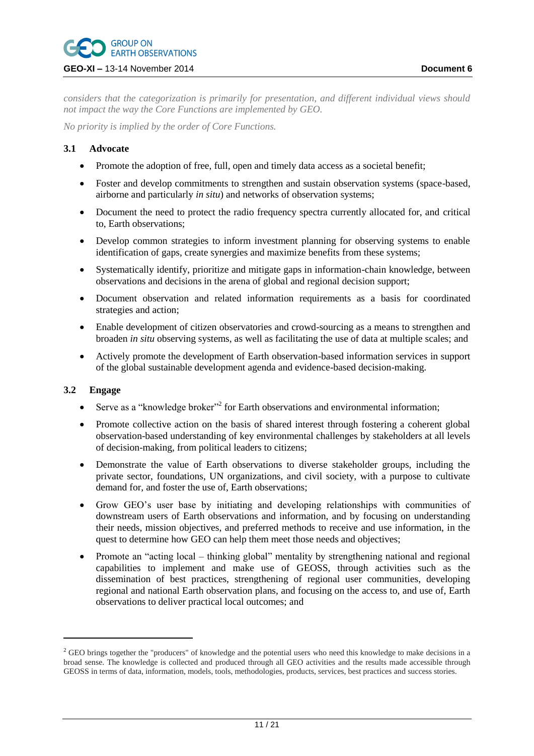*considers that the categorization is primarily for presentation, and different individual views should not impact the way the Core Functions are implemented by GEO.*

*No priority is implied by the order of Core Functions.*

### 3.1 Advocate

- Promote the adoption of free, full, open and timely data access as a societal benefit;
- Foster and develop commitments to strengthen and sustain observation systems (space-based, airborne and particularly *in situ*) and networks of observation systems;
- Document the need to protect the radio frequency spectra currently allocated for, and critical to, Earth observations;
- Develop common strategies to inform investment planning for observing systems to enable identification of gaps, create synergies and maximize benefits from these systems;
- Systematically identify, prioritize and mitigate gaps in information-chain knowledge, between observations and decisions in the arena of global and regional decision support;
- Document observation and related information requirements as a basis for coordinated strategies and action;
- Enable development of citizen observatories and crowd-sourcing as a means to strengthen and broaden *in situ* observing systems, as well as facilitating the use of data at multiple scales; and
- Actively promote the development of Earth observation-based information services in support of the global sustainable development agenda and evidence-based decision-making.

### 3.2 Engage

- Serve as a "knowledge broker"[2] for Earth observations and environmental information;
- Promote collective action on the basis of shared interest through fostering a coherent global observation-based understanding of key environmental challenges by stakeholders at all levels of decision-making, from political leaders to citizens;
- Demonstrate the value of Earth observations to diverse stakeholder groups, including the private sector, foundations, UN organizations, and civil society, with a purpose to cultivate demand for, and foster the use of, Earth observations;
- Grow GEO's user base by initiating and developing relationships with communities of downstream users of Earth observations and information, and by focusing on understanding their needs, mission objectives, and preferred methods to receive and use information, in the quest to determine how GEO can help them meet those needs and objectives;
- Promote an "acting local – thinking global" mentality by strengthening national and regional capabilities to implement and make use of GEOSS, through activities such as the dissemination of best practices, strengthening of regional user communities, developing regional and national Earth observation plans, and focusing on the access to, and use of, Earth observations to deliver practical local outcomes; and

---

[2] GEO brings together the "producers" of knowledge and the potential users who need this knowledge to make decisions in a broad sense. The knowledge is collected and produced through all GEO activities and the results made accessible through GEOSS in terms of data, information, models, tools, methodologies, products, services, best practices and success stories.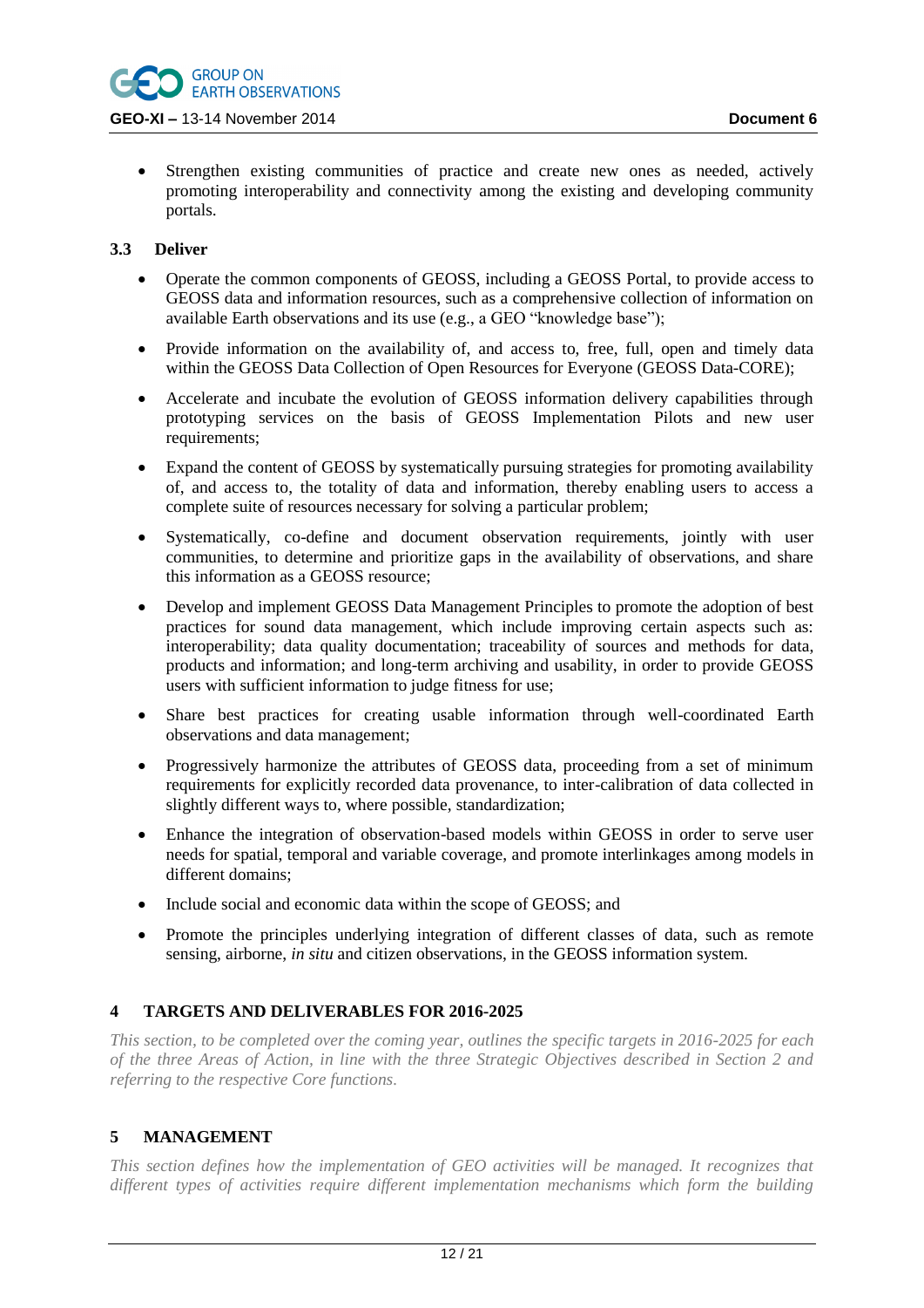- Strengthen existing communities of practice and create new ones as needed, actively promoting interoperability and connectivity among the existing and developing community portals.

### 3.3 Deliver

- Operate the common components of GEOSS, including a GEOSS Portal, to provide access to GEOSS data and information resources, such as a comprehensive collection of information on available Earth observations and its use (e.g., a GEO "knowledge base");
- Provide information on the availability of, and access to, free, full, open and timely data within the GEOSS Data Collection of Open Resources for Everyone (GEOSS Data-CORE);
- Accelerate and incubate the evolution of GEOSS information delivery capabilities through prototyping services on the basis of GEOSS Implementation Pilots and new user requirements;
- Expand the content of GEOSS by systematically pursuing strategies for promoting availability of, and access to, the totality of data and information, thereby enabling users to access a complete suite of resources necessary for solving a particular problem;
- Systematically, co-define and document observation requirements, jointly with user communities, to determine and prioritize gaps in the availability of observations, and share this information as a GEOSS resource;
- Develop and implement GEOSS Data Management Principles to promote the adoption of best practices for sound data management, which include improving certain aspects such as: interoperability; data quality documentation; traceability of sources and methods for data, products and information; and long-term archiving and usability, in order to provide GEOSS users with sufficient information to judge fitness for use;
- Share best practices for creating usable information through well-coordinated Earth observations and data management;
- Progressively harmonize the attributes of GEOSS data, proceeding from a set of minimum requirements for explicitly recorded data provenance, to inter-calibration of data collected in slightly different ways to, where possible, standardization;
- Enhance the integration of observation-based models within GEOSS in order to serve user needs for spatial, temporal and variable coverage, and promote interlinkages among models in different domains;
- Include social and economic data within the scope of GEOSS; and
- Promote the principles underlying integration of different classes of data, such as remote sensing, airborne, *in situ* and citizen observations, in the GEOSS information system.

## 4 TARGETS AND DELIVERABLES FOR 2016-2025

*This section, to be completed over the coming year, outlines the specific targets in 2016-2025 for each of the three Areas of Action, in line with the three Strategic Objectives described in Section 2 and referring to the respective Core functions.*

## 5 MANAGEMENT

*This section defines how the implementation of GEO activities will be managed. It recognizes that different types of activities require different implementation mechanisms which form the building*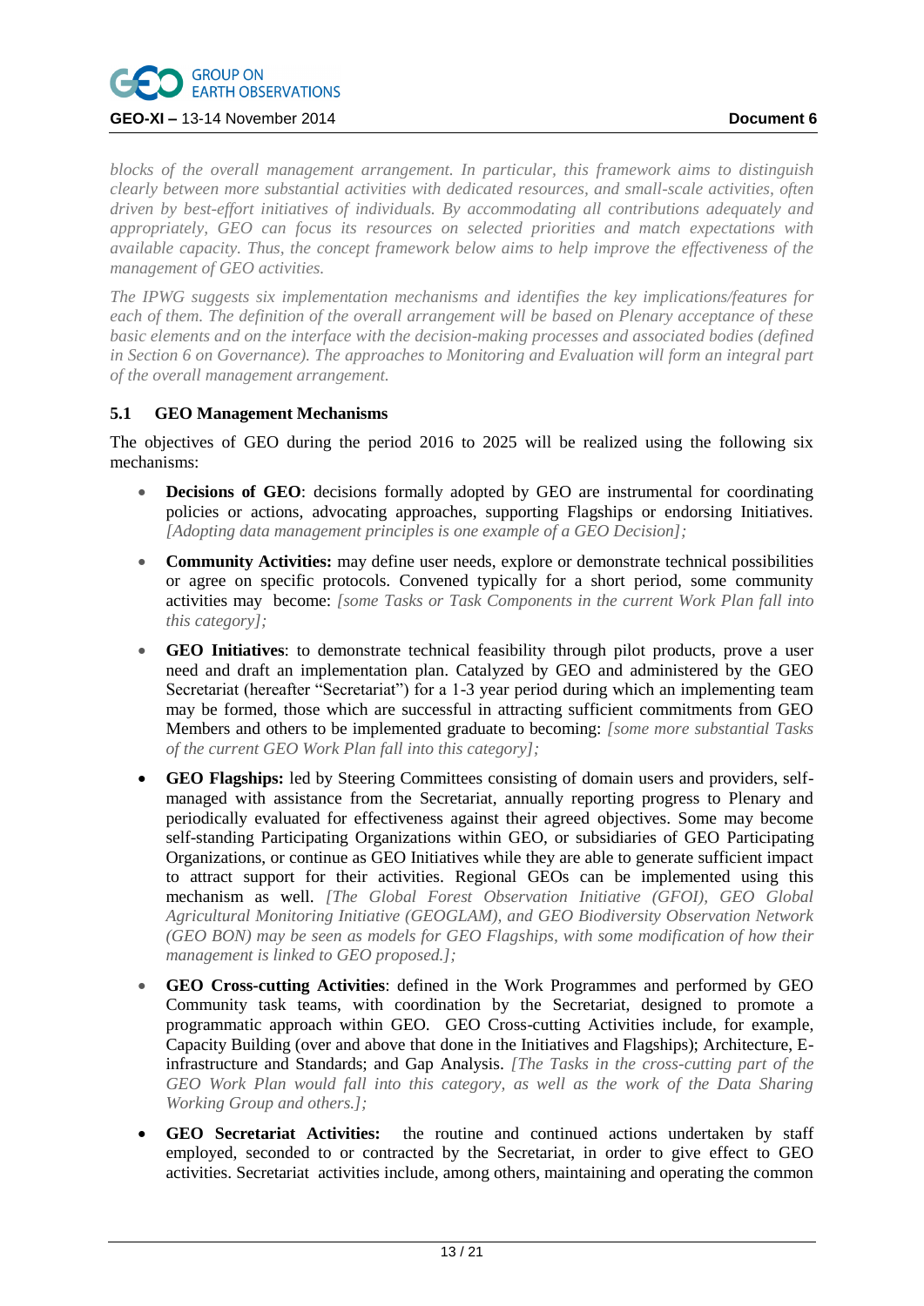*blocks of the overall management arrangement. In particular, this framework aims to distinguish clearly between more substantial activities with dedicated resources, and small-scale activities, often driven by best-effort initiatives of individuals. By accommodating all contributions adequately and appropriately, GEO can focus its resources on selected priorities and match expectations with available capacity. Thus, the concept framework below aims to help improve the effectiveness of the management of GEO activities.*

*The IPWG suggests six implementation mechanisms and identifies the key implications/features for each of them. The definition of the overall arrangement will be based on Plenary acceptance of these basic elements and on the interface with the decision-making processes and associated bodies (defined in Section 6 on Governance). The approaches to Monitoring and Evaluation will form an integral part of the overall management arrangement.*

### 5.1 GEO Management Mechanisms

The objectives of GEO during the period 2016 to 2025 will be realized using the following six mechanisms:

- **Decisions of GEO**: decisions formally adopted by GEO are instrumental for coordinating policies or actions, advocating approaches, supporting Flagships or endorsing Initiatives. *[Adopting data management principles is one example of a GEO Decision];*
- **Community Activities:** may define user needs, explore or demonstrate technical possibilities or agree on specific protocols. Convened typically for a short period, some community activities may become: *[some Tasks or Task Components in the current Work Plan fall into this category];*
- **GEO Initiatives**: to demonstrate technical feasibility through pilot products, prove a user need and draft an implementation plan. Catalyzed by GEO and administered by the GEO Secretariat (hereafter "Secretariat") for a 1-3 year period during which an implementing team may be formed, those which are successful in attracting sufficient commitments from GEO Members and others to be implemented graduate to becoming: *[some more substantial Tasks of the current GEO Work Plan fall into this category];*
- **GEO Flagships:** led by Steering Committees consisting of domain users and providers, self-managed with assistance from the Secretariat, annually reporting progress to Plenary and periodically evaluated for effectiveness against their agreed objectives. Some may become self-standing Participating Organizations within GEO, or subsidiaries of GEO Participating Organizations, or continue as GEO Initiatives while they are able to generate sufficient impact to attract support for their activities. Regional GEOs can be implemented using this mechanism as well. *[The Global Forest Observation Initiative (GFOI), GEO Global Agricultural Monitoring Initiative (GEOGLAM), and GEO Biodiversity Observation Network (GEO BON) may be seen as models for GEO Flagships, with some modification of how their management is linked to GEO proposed.];*
- **GEO Cross-cutting Activities**: defined in the Work Programmes and performed by GEO Community task teams, with coordination by the Secretariat, designed to promote a programmatic approach within GEO. GEO Cross-cutting Activities include, for example, Capacity Building (over and above that done in the Initiatives and Flagships); Architecture, E-infrastructure and Standards; and Gap Analysis. *[The Tasks in the cross-cutting part of the GEO Work Plan would fall into this category, as well as the work of the Data Sharing Working Group and others.];*
- **GEO Secretariat Activities:** the routine and continued actions undertaken by staff employed, seconded to or contracted by the Secretariat, in order to give effect to GEO activities. Secretariat activities include, among others, maintaining and operating the common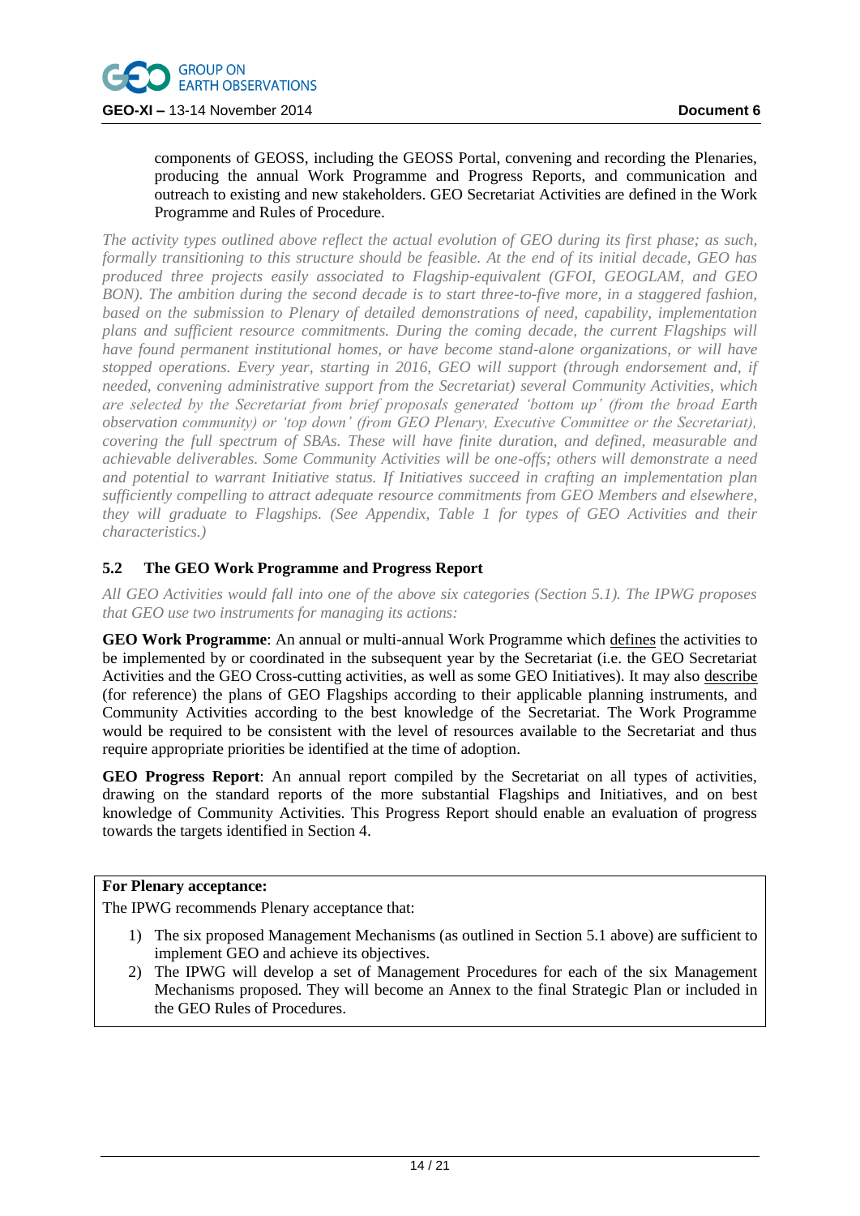components of GEOSS, including the GEOSS Portal, convening and recording the Plenaries, producing the annual Work Programme and Progress Reports, and communication and outreach to existing and new stakeholders. GEO Secretariat Activities are defined in the Work Programme and Rules of Procedure.

*The activity types outlined above reflect the actual evolution of GEO during its first phase; as such, formally transitioning to this structure should be feasible. At the end of its initial decade, GEO has produced three projects easily associated to Flagship-equivalent (GFOI, GEOGLAM, and GEO BON). The ambition during the second decade is to start three-to-five more, in a staggered fashion, based on the submission to Plenary of detailed demonstrations of need, capability, implementation plans and sufficient resource commitments. During the coming decade, the current Flagships will have found permanent institutional homes, or have become stand-alone organizations, or will have stopped operations. Every year, starting in 2016, GEO will support (through endorsement and, if needed, convening administrative support from the Secretariat) several Community Activities, which are selected by the Secretariat from brief proposals generated 'bottom up' (from the broad Earth observation community) or 'top down' (from GEO Plenary, Executive Committee or the Secretariat), covering the full spectrum of SBAs. These will have finite duration, and defined, measurable and achievable deliverables. Some Community Activities will be one-offs; others will demonstrate a need and potential to warrant Initiative status. If Initiatives succeed in crafting an implementation plan sufficiently compelling to attract adequate resource commitments from GEO Members and elsewhere, they will graduate to Flagships. (See Appendix, Table 1 for types of GEO Activities and their characteristics.)*

### 5.2 The GEO Work Programme and Progress Report

*All GEO Activities would fall into one of the above six categories (Section 5.1). The IPWG proposes that GEO use two instruments for managing its actions:*

**GEO Work Programme**: An annual or multi-annual Work Programme which defines the activities to be implemented by or coordinated in the subsequent year by the Secretariat (i.e. the GEO Secretariat Activities and the GEO Cross-cutting activities, as well as some GEO Initiatives). It may also describe (for reference) the plans of GEO Flagships according to their applicable planning instruments, and Community Activities according to the best knowledge of the Secretariat. The Work Programme would be required to be consistent with the level of resources available to the Secretariat and thus require appropriate priorities be identified at the time of adoption.

**GEO Progress Report**: An annual report compiled by the Secretariat on all types of activities, drawing on the standard reports of the more substantial Flagships and Initiatives, and on best knowledge of Community Activities. This Progress Report should enable an evaluation of progress towards the targets identified in Section 4.

**For Plenary acceptance:**

The IPWG recommends Plenary acceptance that:

1) The six proposed Management Mechanisms (as outlined in Section 5.1 above) are sufficient to implement GEO and achieve its objectives.
2) The IPWG will develop a set of Management Procedures for each of the six Management Mechanisms proposed. They will become an Annex to the final Strategic Plan or included in the GEO Rules of Procedures.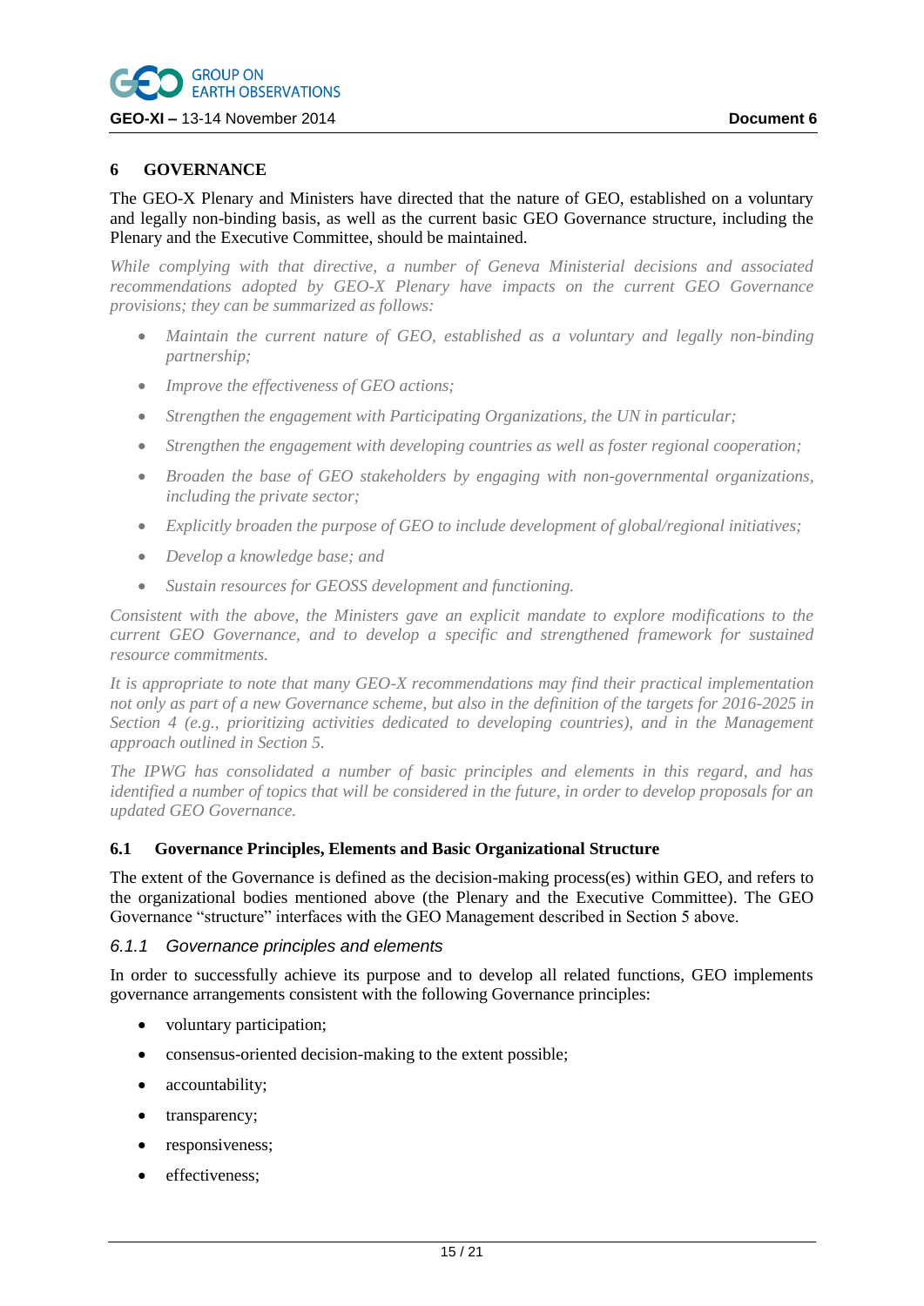# 6 GOVERNANCE

The GEO-X Plenary and Ministers have directed that the nature of GEO, established on a voluntary and legally non-binding basis, as well as the current basic GEO Governance structure, including the Plenary and the Executive Committee, should be maintained.

*While complying with that directive, a number of Geneva Ministerial decisions and associated recommendations adopted by GEO-X Plenary have impacts on the current GEO Governance provisions; they can be summarized as follows:*

- *Maintain the current nature of GEO, established as a voluntary and legally non-binding partnership;*
- *Improve the effectiveness of GEO actions;*
- *Strengthen the engagement with Participating Organizations, the UN in particular;*
- *Strengthen the engagement with developing countries as well as foster regional cooperation;*
- *Broaden the base of GEO stakeholders by engaging with non-governmental organizations, including the private sector;*
- *Explicitly broaden the purpose of GEO to include development of global/regional initiatives;*
- *Develop a knowledge base; and*
- *Sustain resources for GEOSS development and functioning.*

*Consistent with the above, the Ministers gave an explicit mandate to explore modifications to the current GEO Governance, and to develop a specific and strengthened framework for sustained resource commitments.*

*It is appropriate to note that many GEO-X recommendations may find their practical implementation not only as part of a new Governance scheme, but also in the definition of the targets for 2016-2025 in Section 4 (e.g., prioritizing activities dedicated to developing countries), and in the Management approach outlined in Section 5.*

*The IPWG has consolidated a number of basic principles and elements in this regard, and has identified a number of topics that will be considered in the future, in order to develop proposals for an updated GEO Governance.*

## 6.1 Governance Principles, Elements and Basic Organizational Structure

The extent of the Governance is defined as the decision-making process(es) within GEO, and refers to the organizational bodies mentioned above (the Plenary and the Executive Committee). The GEO Governance "structure" interfaces with the GEO Management described in Section 5 above.

### *6.1.1 Governance principles and elements*

In order to successfully achieve its purpose and to develop all related functions, GEO implements governance arrangements consistent with the following Governance principles:

- voluntary participation;
- consensus-oriented decision-making to the extent possible;
- accountability;
- transparency;
- responsiveness;
- effectiveness;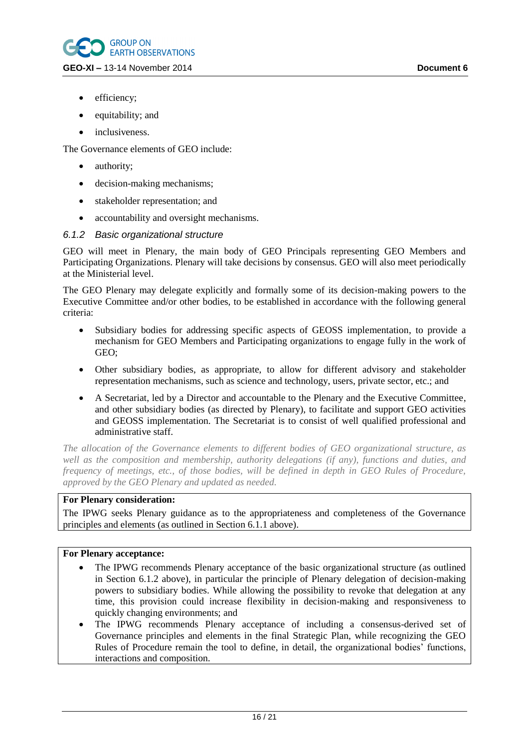- efficiency;
- equitability; and
- inclusiveness.

The Governance elements of GEO include:

- authority;
- decision-making mechanisms;
- stakeholder representation; and
- accountability and oversight mechanisms.

### *6.1.2 Basic organizational structure*

GEO will meet in Plenary, the main body of GEO Principals representing GEO Members and Participating Organizations. Plenary will take decisions by consensus. GEO will also meet periodically at the Ministerial level.

The GEO Plenary may delegate explicitly and formally some of its decision-making powers to the Executive Committee and/or other bodies, to be established in accordance with the following general criteria:

- Subsidiary bodies for addressing specific aspects of GEOSS implementation, to provide a mechanism for GEO Members and Participating organizations to engage fully in the work of GEO;
- Other subsidiary bodies, as appropriate, to allow for different advisory and stakeholder representation mechanisms, such as science and technology, users, private sector, etc.; and
- A Secretariat, led by a Director and accountable to the Plenary and the Executive Committee, and other subsidiary bodies (as directed by Plenary), to facilitate and support GEO activities and GEOSS implementation. The Secretariat is to consist of well qualified professional and administrative staff.

*The allocation of the Governance elements to different bodies of GEO organizational structure, as well as the composition and membership, authority delegations (if any), functions and duties, and frequency of meetings, etc., of those bodies, will be defined in depth in GEO Rules of Procedure, approved by the GEO Plenary and updated as needed.*

**For Plenary consideration:**

The IPWG seeks Plenary guidance as to the appropriateness and completeness of the Governance principles and elements (as outlined in Section 6.1.1 above).

**For Plenary acceptance:**

- The IPWG recommends Plenary acceptance of the basic organizational structure (as outlined in Section 6.1.2 above), in particular the principle of Plenary delegation of decision-making powers to subsidiary bodies. While allowing the possibility to revoke that delegation at any time, this provision could increase flexibility in decision-making and responsiveness to quickly changing environments; and
- The IPWG recommends Plenary acceptance of including a consensus-derived set of Governance principles and elements in the final Strategic Plan, while recognizing the GEO Rules of Procedure remain the tool to define, in detail, the organizational bodies' functions, interactions and composition.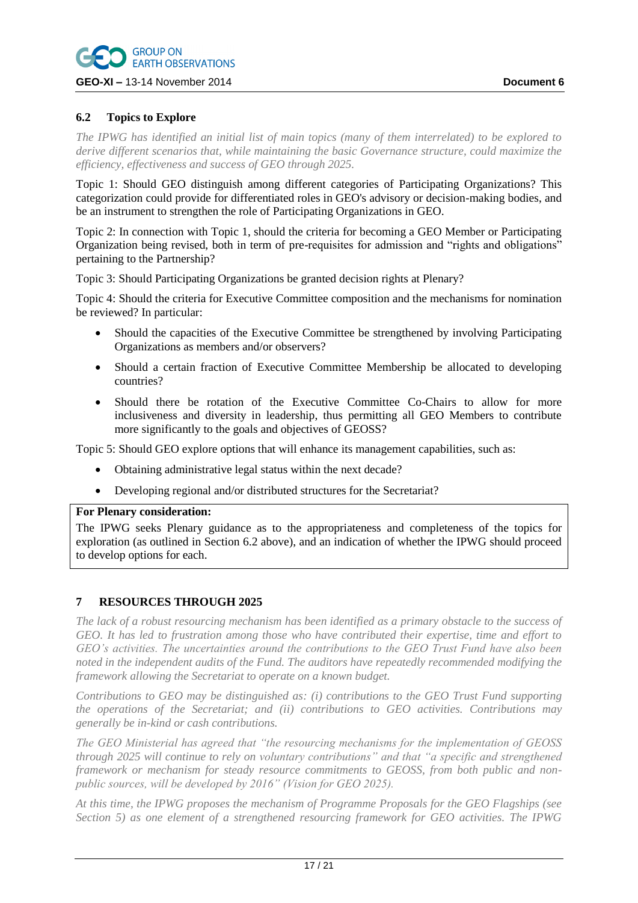### 6.2 Topics to Explore

*The IPWG has identified an initial list of main topics (many of them interrelated) to be explored to derive different scenarios that, while maintaining the basic Governance structure, could maximize the efficiency, effectiveness and success of GEO through 2025.*

Topic 1: Should GEO distinguish among different categories of Participating Organizations? This categorization could provide for differentiated roles in GEO's advisory or decision-making bodies, and be an instrument to strengthen the role of Participating Organizations in GEO.

Topic 2: In connection with Topic 1, should the criteria for becoming a GEO Member or Participating Organization being revised, both in term of pre-requisites for admission and "rights and obligations" pertaining to the Partnership?

Topic 3: Should Participating Organizations be granted decision rights at Plenary?

Topic 4: Should the criteria for Executive Committee composition and the mechanisms for nomination be reviewed? In particular:

- Should the capacities of the Executive Committee be strengthened by involving Participating Organizations as members and/or observers?
- Should a certain fraction of Executive Committee Membership be allocated to developing countries?
- Should there be rotation of the Executive Committee Co-Chairs to allow for more inclusiveness and diversity in leadership, thus permitting all GEO Members to contribute more significantly to the goals and objectives of GEOSS?

Topic 5: Should GEO explore options that will enhance its management capabilities, such as:

- Obtaining administrative legal status within the next decade?
- Developing regional and/or distributed structures for the Secretariat?

**For Plenary consideration:**

The IPWG seeks Plenary guidance as to the appropriateness and completeness of the topics for exploration (as outlined in Section 6.2 above), and an indication of whether the IPWG should proceed to develop options for each.

## 7 RESOURCES THROUGH 2025

*The lack of a robust resourcing mechanism has been identified as a primary obstacle to the success of GEO. It has led to frustration among those who have contributed their expertise, time and effort to GEO's activities. The uncertainties around the contributions to the GEO Trust Fund have also been noted in the independent audits of the Fund. The auditors have repeatedly recommended modifying the framework allowing the Secretariat to operate on a known budget.*

*Contributions to GEO may be distinguished as: (i) contributions to the GEO Trust Fund supporting the operations of the Secretariat; and (ii) contributions to GEO activities. Contributions may generally be in-kind or cash contributions.*

*The GEO Ministerial has agreed that "the resourcing mechanisms for the implementation of GEOSS through 2025 will continue to rely on voluntary contributions" and that "a specific and strengthened framework or mechanism for steady resource commitments to GEOSS, from both public and non-public sources, will be developed by 2016" (Vision for GEO 2025).*

*At this time, the IPWG proposes the mechanism of Programme Proposals for the GEO Flagships (see Section 5) as one element of a strengthened resourcing framework for GEO activities. The IPWG*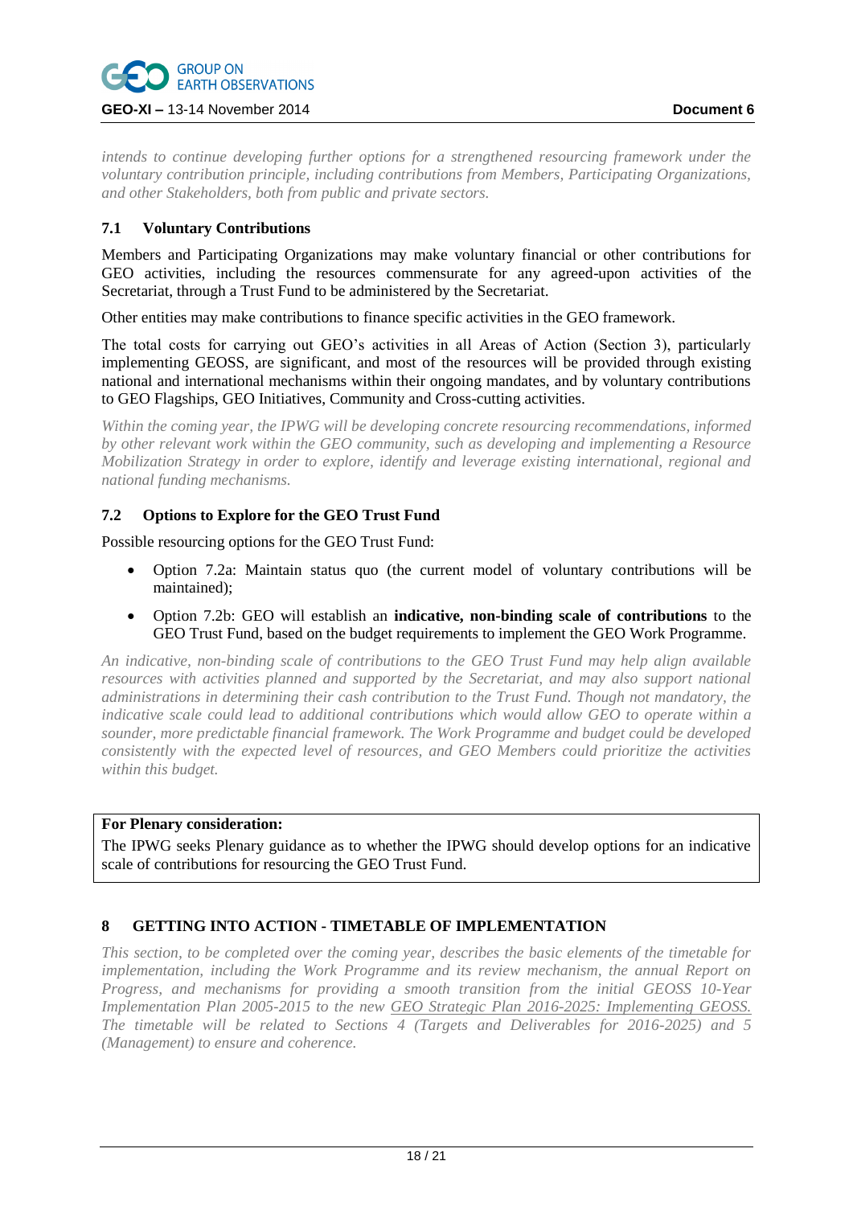*intends to continue developing further options for a strengthened resourcing framework under the voluntary contribution principle, including contributions from Members, Participating Organizations, and other Stakeholders, both from public and private sectors.*

### 7.1 Voluntary Contributions

Members and Participating Organizations may make voluntary financial or other contributions for GEO activities, including the resources commensurate for any agreed-upon activities of the Secretariat, through a Trust Fund to be administered by the Secretariat.

Other entities may make contributions to finance specific activities in the GEO framework.

The total costs for carrying out GEO's activities in all Areas of Action (Section 3), particularly implementing GEOSS, are significant, and most of the resources will be provided through existing national and international mechanisms within their ongoing mandates, and by voluntary contributions to GEO Flagships, GEO Initiatives, Community and Cross-cutting activities.

*Within the coming year, the IPWG will be developing concrete resourcing recommendations, informed by other relevant work within the GEO community, such as developing and implementing a Resource Mobilization Strategy in order to explore, identify and leverage existing international, regional and national funding mechanisms.*

### 7.2 Options to Explore for the GEO Trust Fund

Possible resourcing options for the GEO Trust Fund:

- Option 7.2a: Maintain status quo (the current model of voluntary contributions will be maintained);
- Option 7.2b: GEO will establish an **indicative, non-binding scale of contributions** to the GEO Trust Fund, based on the budget requirements to implement the GEO Work Programme.

*An indicative, non-binding scale of contributions to the GEO Trust Fund may help align available resources with activities planned and supported by the Secretariat, and may also support national administrations in determining their cash contribution to the Trust Fund. Though not mandatory, the indicative scale could lead to additional contributions which would allow GEO to operate within a sounder, more predictable financial framework. The Work Programme and budget could be developed consistently with the expected level of resources, and GEO Members could prioritize the activities within this budget.*

**For Plenary consideration:**

The IPWG seeks Plenary guidance as to whether the IPWG should develop options for an indicative scale of contributions for resourcing the GEO Trust Fund.

## 8 GETTING INTO ACTION - TIMETABLE OF IMPLEMENTATION

*This section, to be completed over the coming year, describes the basic elements of the timetable for implementation, including the Work Programme and its review mechanism, the annual Report on Progress, and mechanisms for providing a smooth transition from the initial GEOSS 10-Year Implementation Plan 2005-2015 to the new GEO Strategic Plan 2016-2025: Implementing GEOSS. The timetable will be related to Sections 4 (Targets and Deliverables for 2016-2025) and 5 (Management) to ensure and coherence.*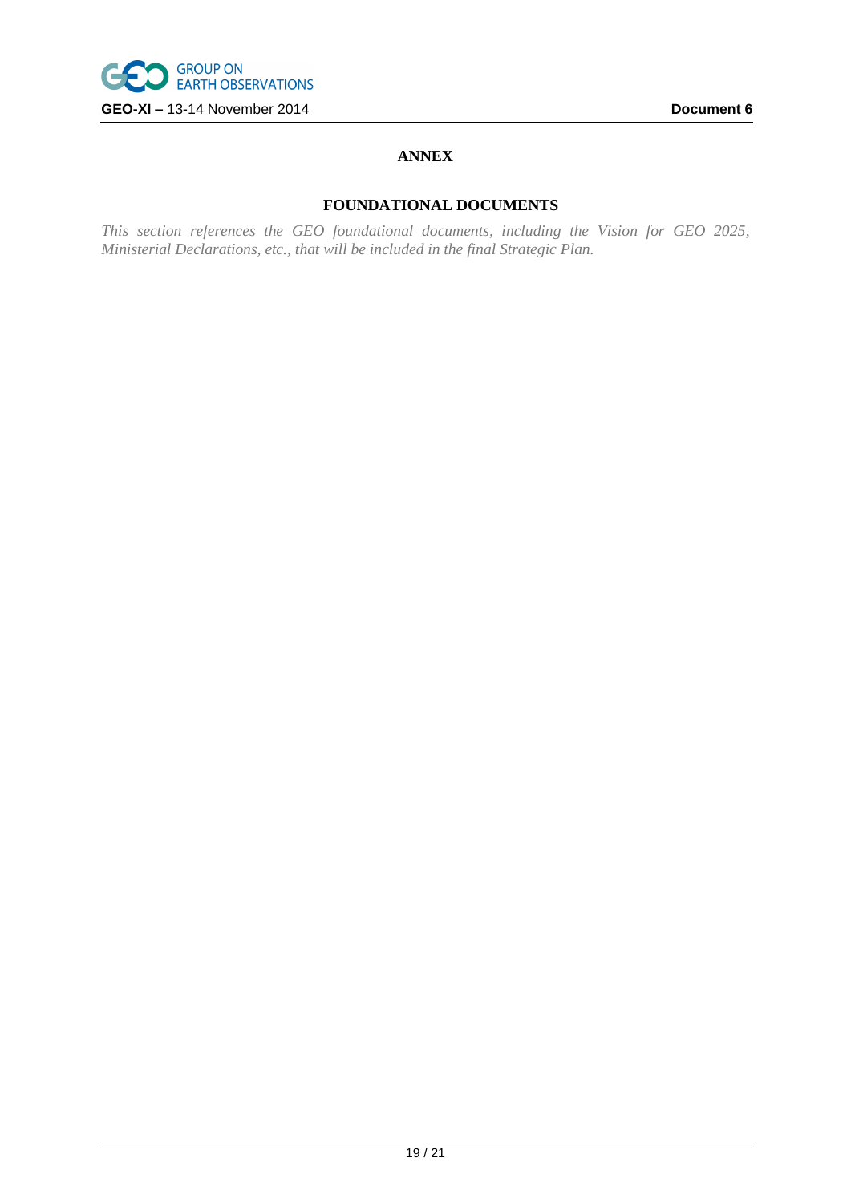# ANNEX

## FOUNDATIONAL DOCUMENTS

*This section references the GEO foundational documents, including the Vision for GEO 2025, Ministerial Declarations, etc., that will be included in the final Strategic Plan.*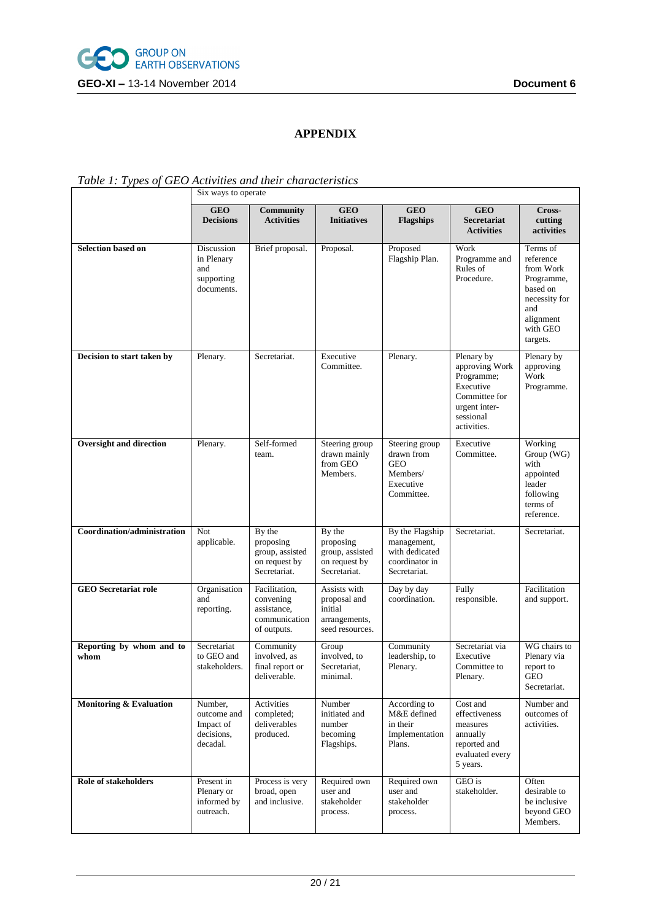# APPENDIX

*Table 1: Types of GEO Activities and their characteristics*

| | Six ways to operate | | | | | |
|---|---|---|---|---|---|---|
| | **GEO Decisions** | **Community Activities** | **GEO Initiatives** | **GEO Flagships** | **GEO Secretariat Activities** | **Cross-cutting activities** |
| **Selection based on** | Discussion in Plenary and supporting documents. | Brief proposal. | Proposal. | Proposed Flagship Plan. | Work Programme and Rules of Procedure. | Terms of reference from Work Programme, based on necessity for and alignment with GEO targets. |
| **Decision to start taken by** | Plenary. | Secretariat. | Executive Committee. | Plenary. | Plenary by approving Work Programme; Executive Committee for urgent inter-sessional activities. | Plenary by approving Work Programme. |
| **Oversight and direction** | Plenary. | Self-formed team. | Steering group drawn mainly from GEO Members. | Steering group drawn from GEO Members/ Executive Committee. | Executive Committee. | Working Group (WG) with appointed leader following terms of reference. |
| **Coordination/administration** | Not applicable. | By the proposing group, assisted on request by Secretariat. | By the proposing group, assisted on request by Secretariat. | By the Flagship management, with dedicated coordinator in Secretariat. | Secretariat. | Secretariat. |
| **GEO Secretariat role** | Organisation and reporting. | Facilitation, convening assistance, communication of outputs. | Assists with proposal and initial arrangements, seed resources. | Day by day coordination. | Fully responsible. | Facilitation and support. |
| **Reporting by whom and to whom** | Secretariat to GEO and stakeholders. | Community involved, as final report or deliverable. | Group involved, to Secretariat, minimal. | Community leadership, to Plenary. | Secretariat via Executive Committee to Plenary. | WG chairs to Plenary via report to GEO Secretariat. |
| **Monitoring & Evaluation** | Number, outcome and Impact of decisions, decadal. | Activities completed; deliverables produced. | Number initiated and number becoming Flagships. | According to M&E defined in their Implementation Plans. | Cost and effectiveness measures annually reported and evaluated every 5 years. | Number and outcomes of activities. |
| **Role of stakeholders** | Present in Plenary or informed by outreach. | Process is very broad, open and inclusive. | Required own user and stakeholder process. | Required own user and stakeholder process. | GEO is stakeholder. | Often desirable to be inclusive beyond GEO Members. |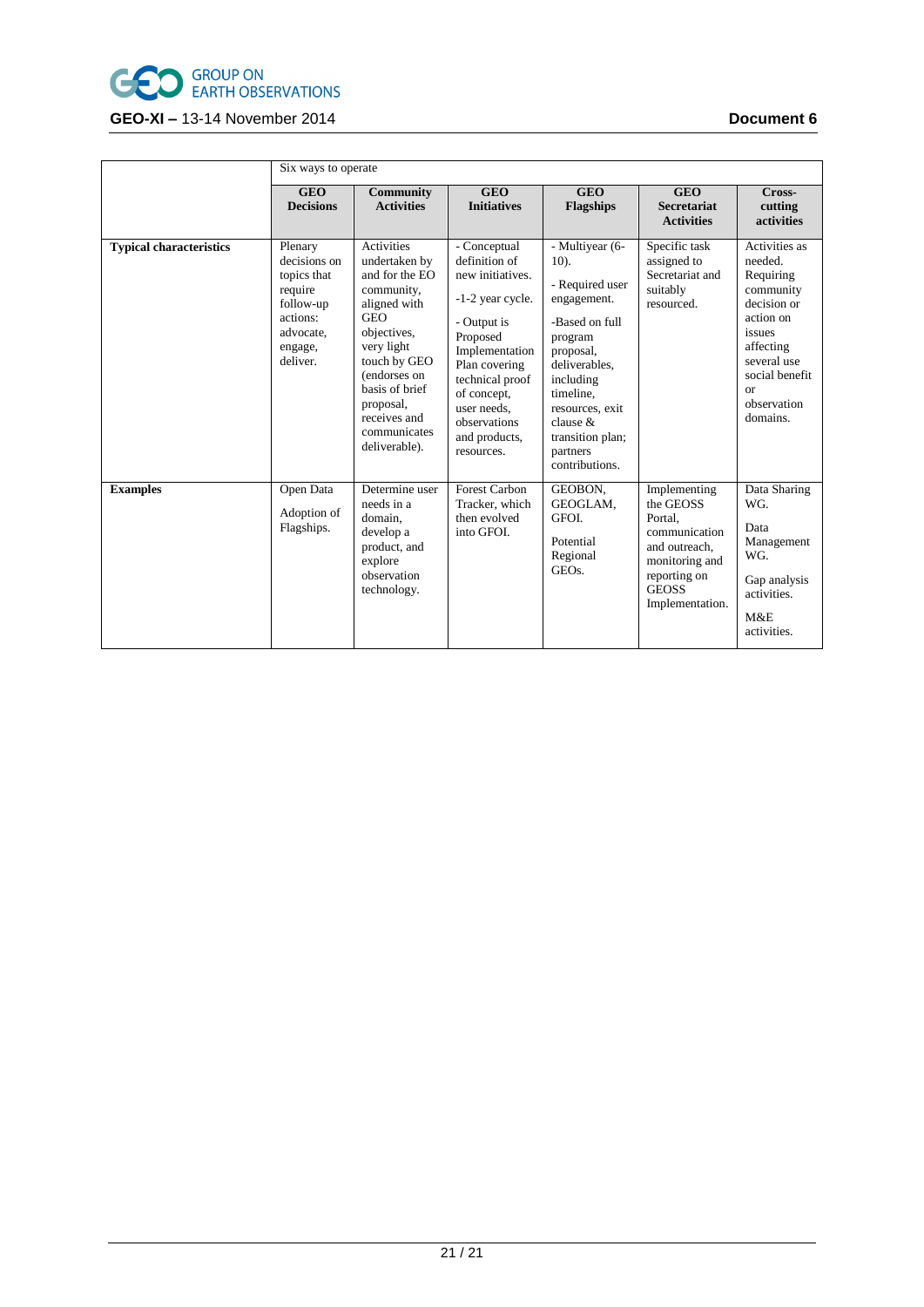| | Six ways to operate | | | | | |
|---|---|---|---|---|---|---|
| | **GEO Decisions** | **Community Activities** | **GEO Initiatives** | **GEO Flagships** | **GEO Secretariat Activities** | **Cross-cutting activities** |
| **Typical characteristics** | Plenary decisions on topics that require follow-up actions: advocate, engage, deliver. | Activities undertaken by and for the EO community, aligned with GEO objectives, very light touch by GEO (endorses on basis of brief proposal, receives and communicates deliverable). | - Conceptual definition of new initiatives.<br><br>-1-2 year cycle.<br><br>- Output is Proposed Implementation Plan covering technical proof of concept, user needs, observations and products, resources. | - Multiyear (6-10).<br><br>- Required user engagement.<br><br>-Based on full program proposal, deliverables, including timeline, resources, exit clause & transition plan; partners contributions. | Specific task assigned to Secretariat and suitably resourced. | Activities as needed. Requiring community decision or action on issues affecting several use social benefit or observation domains. |
| **Examples** | Open Data<br><br>Adoption of Flagships. | Determine user needs in a domain, develop a product, and explore observation technology. | Forest Carbon Tracker, which then evolved into GFOI. | GEOBON, GEOGLAM, GFOI.<br><br>Potential Regional GEOs. | Implementing the GEOSS Portal, communication and outreach, monitoring and reporting on GEOSS Implementation. | Data Sharing WG.<br><br>Data Management WG.<br><br>Gap analysis activities.<br><br>M&E activities. |